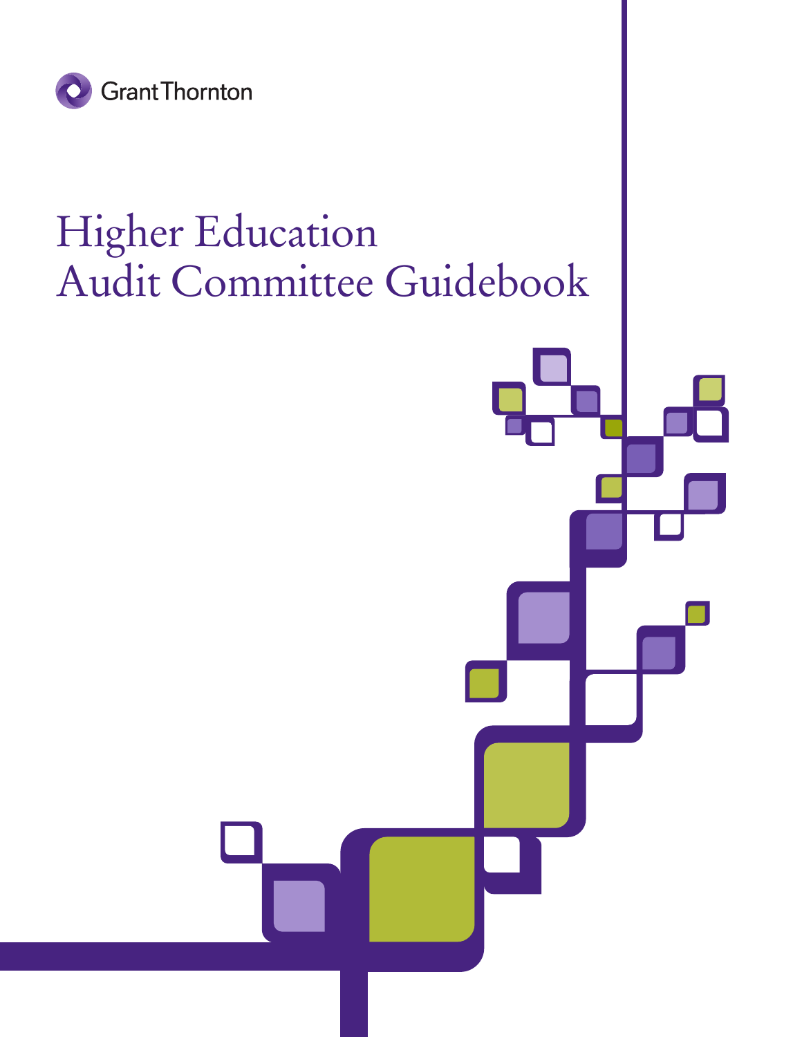Grant Thornton

# Higher Education Audit Committee Guidebook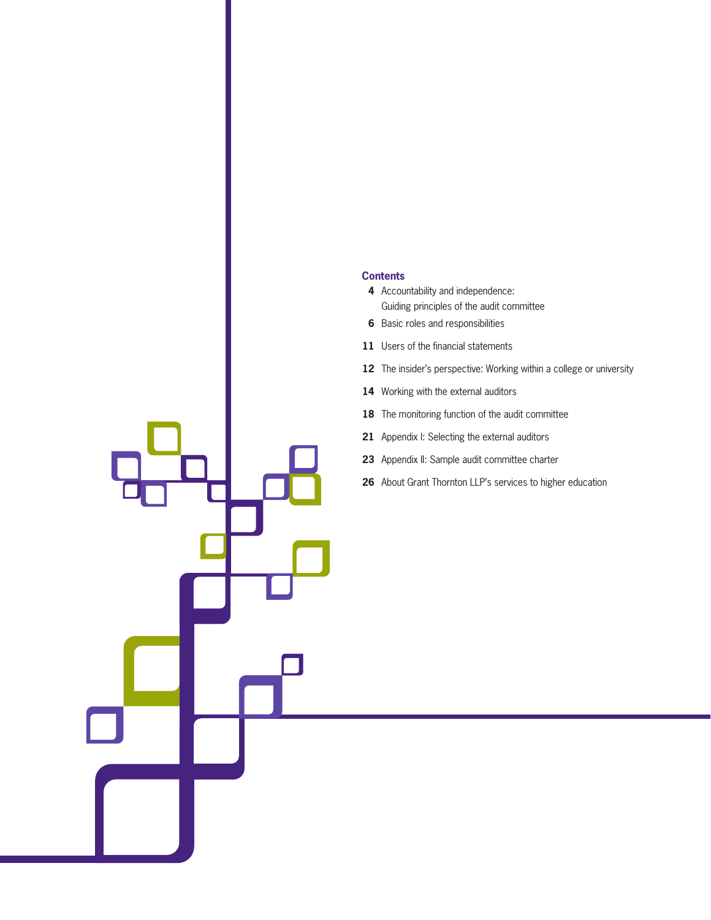## Contents

- **4** Accountability and independence: Guiding principles of the audit committee
- **6** Basic roles and responsibilities
- **11** Users of the financial statements
- **12** The insider's perspective: Working within a college or university
- **14** Working with the external auditors
- **18** The monitoring function of the audit committee
- **21** Appendix I: Selecting the external auditors
- **23** Appendix II: Sample audit committee charter
- **26** About Grant Thornton LLP's services to higher education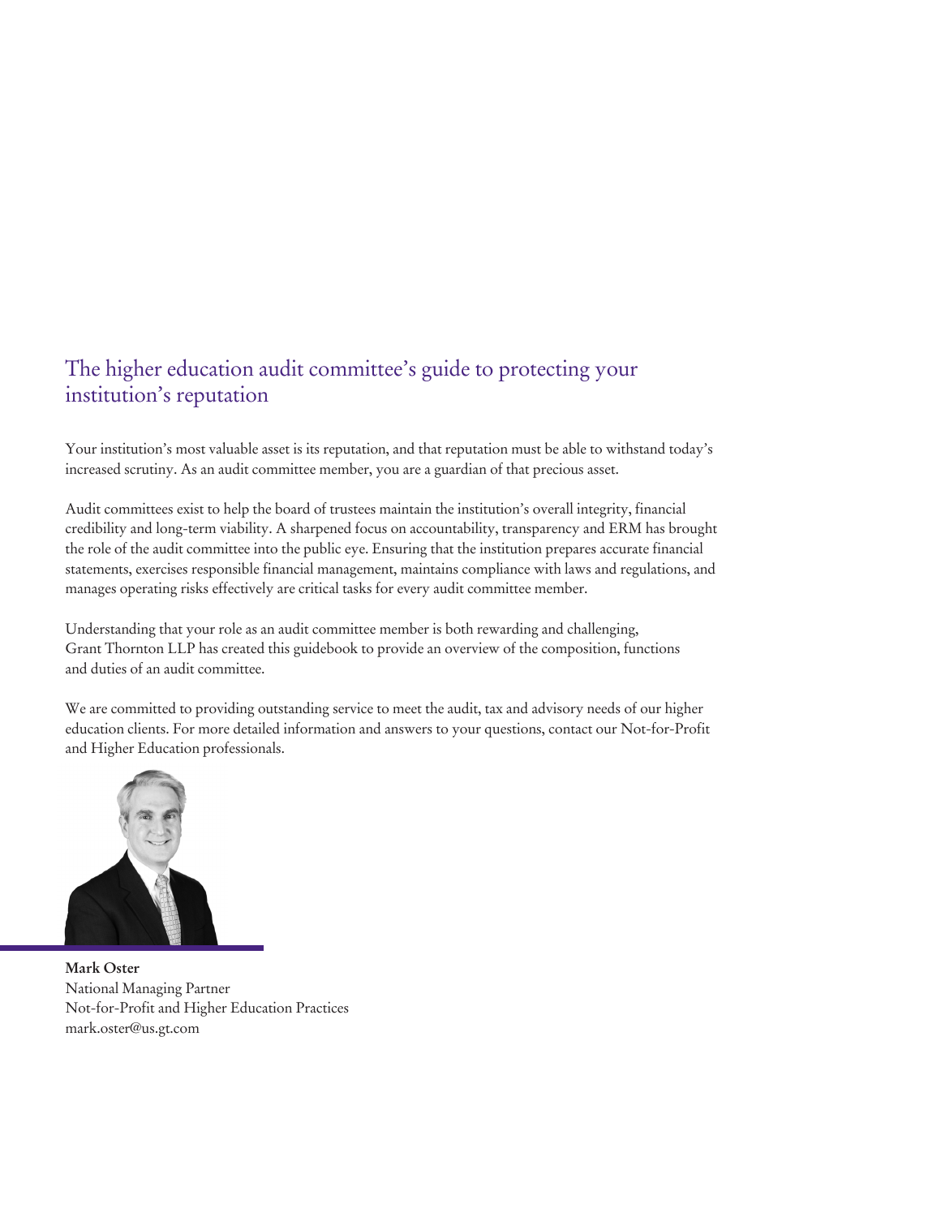# The higher education audit committee's guide to protecting your institution's reputation

Your institution's most valuable asset is its reputation, and that reputation must be able to withstand today's increased scrutiny. As an audit committee member, you are a guardian of that precious asset.

Audit committees exist to help the board of trustees maintain the institution's overall integrity, financial credibility and long-term viability. A sharpened focus on accountability, transparency and ERM has brought the role of the audit committee into the public eye. Ensuring that the institution prepares accurate financial statements, exercises responsible financial management, maintains compliance with laws and regulations, and manages operating risks effectively are critical tasks for every audit committee member.

Understanding that your role as an audit committee member is both rewarding and challenging, Grant Thornton LLP has created this guidebook to provide an overview of the composition, functions and duties of an audit committee.

We are committed to providing outstanding service to meet the audit, tax and advisory needs of our higher education clients. For more detailed information and answers to your questions, contact our Not-for-Profit and Higher Education professionals.

**Mark Oster**
National Managing Partner
Not-for-Profit and Higher Education Practices
mark.oster@us.gt.com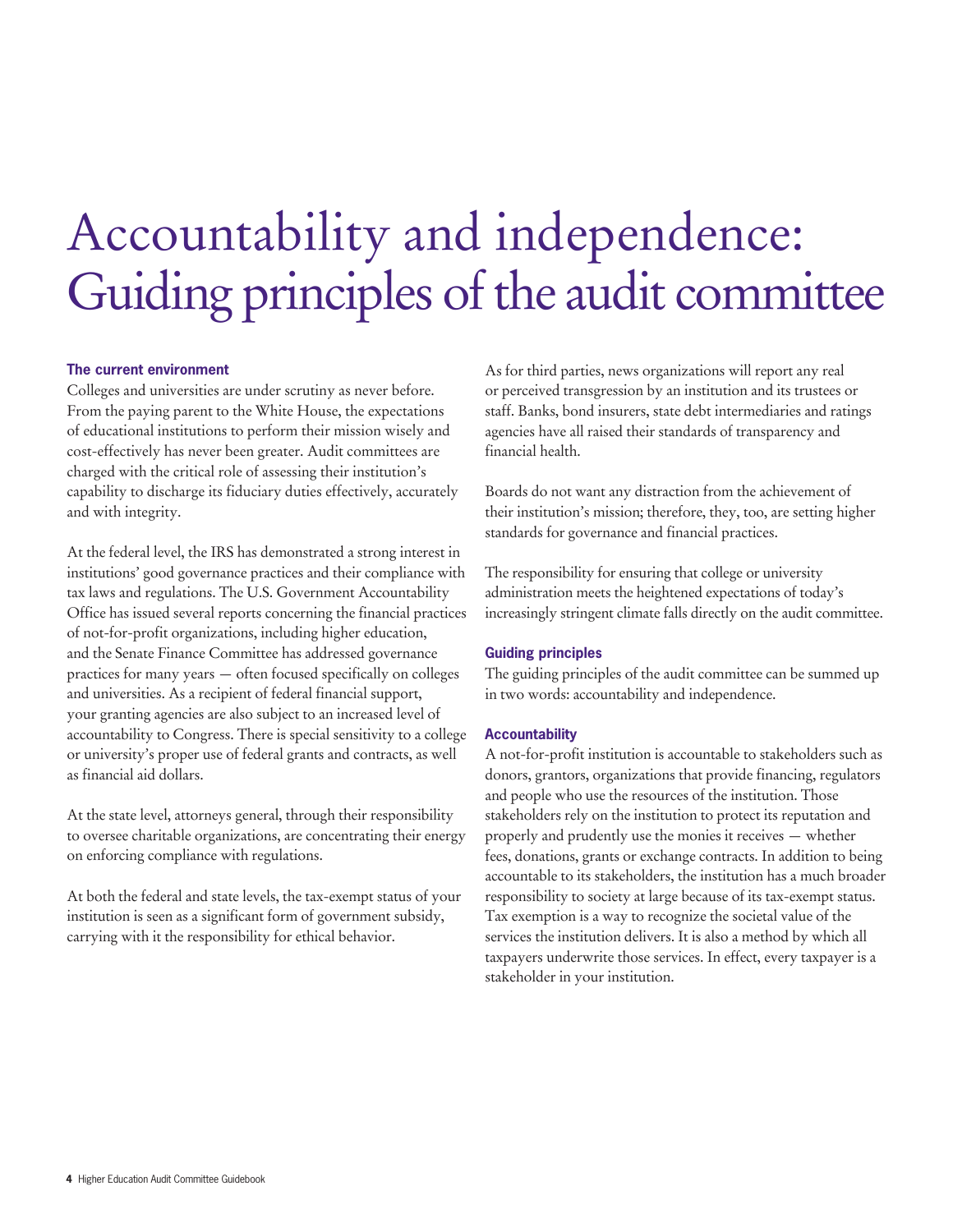# Accountability and independence: Guiding principles of the audit committee

## The current environment

Colleges and universities are under scrutiny as never before. From the paying parent to the White House, the expectations of educational institutions to perform their mission wisely and cost-effectively has never been greater. Audit committees are charged with the critical role of assessing their institution's capability to discharge its fiduciary duties effectively, accurately and with integrity.

At the federal level, the IRS has demonstrated a strong interest in institutions' good governance practices and their compliance with tax laws and regulations. The U.S. Government Accountability Office has issued several reports concerning the financial practices of not-for-profit organizations, including higher education, and the Senate Finance Committee has addressed governance practices for many years — often focused specifically on colleges and universities. As a recipient of federal financial support, your granting agencies are also subject to an increased level of accountability to Congress. There is special sensitivity to a college or university's proper use of federal grants and contracts, as well as financial aid dollars.

At the state level, attorneys general, through their responsibility to oversee charitable organizations, are concentrating their energy on enforcing compliance with regulations.

At both the federal and state levels, the tax-exempt status of your institution is seen as a significant form of government subsidy, carrying with it the responsibility for ethical behavior.

As for third parties, news organizations will report any real or perceived transgression by an institution and its trustees or staff. Banks, bond insurers, state debt intermediaries and ratings agencies have all raised their standards of transparency and financial health.

Boards do not want any distraction from the achievement of their institution's mission; therefore, they, too, are setting higher standards for governance and financial practices.

The responsibility for ensuring that college or university administration meets the heightened expectations of today's increasingly stringent climate falls directly on the audit committee.

## Guiding principles

The guiding principles of the audit committee can be summed up in two words: accountability and independence.

## Accountability

A not-for-profit institution is accountable to stakeholders such as donors, grantors, organizations that provide financing, regulators and people who use the resources of the institution. Those stakeholders rely on the institution to protect its reputation and properly and prudently use the monies it receives — whether fees, donations, grants or exchange contracts. In addition to being accountable to its stakeholders, the institution has a much broader responsibility to society at large because of its tax-exempt status. Tax exemption is a way to recognize the societal value of the services the institution delivers. It is also a method by which all taxpayers underwrite those services. In effect, every taxpayer is a stakeholder in your institution.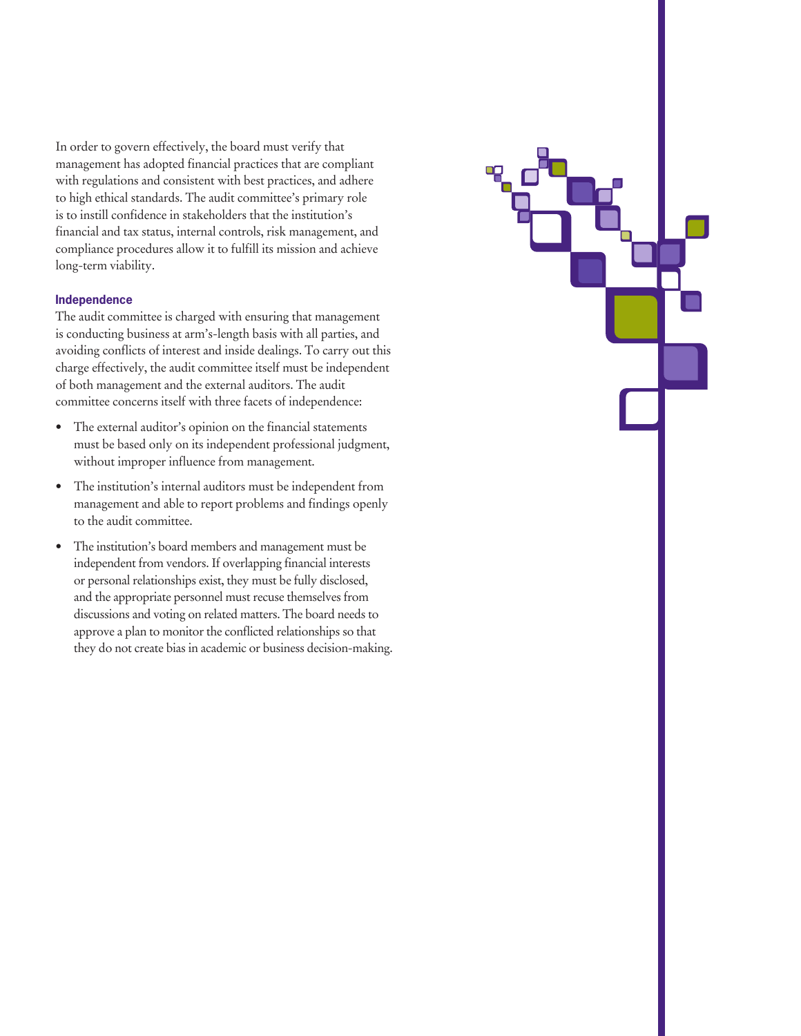In order to govern effectively, the board must verify that management has adopted financial practices that are compliant with regulations and consistent with best practices, and adhere to high ethical standards. The audit committee's primary role is to instill confidence in stakeholders that the institution's financial and tax status, internal controls, risk management, and compliance procedures allow it to fulfill its mission and achieve long-term viability.

### Independence

The audit committee is charged with ensuring that management is conducting business at arm's-length basis with all parties, and avoiding conflicts of interest and inside dealings. To carry out this charge effectively, the audit committee itself must be independent of both management and the external auditors. The audit committee concerns itself with three facets of independence:

- The external auditor's opinion on the financial statements must be based only on its independent professional judgment, without improper influence from management.
- The institution's internal auditors must be independent from management and able to report problems and findings openly to the audit committee.
- The institution's board members and management must be independent from vendors. If overlapping financial interests or personal relationships exist, they must be fully disclosed, and the appropriate personnel must recuse themselves from discussions and voting on related matters. The board needs to approve a plan to monitor the conflicted relationships so that they do not create bias in academic or business decision-making.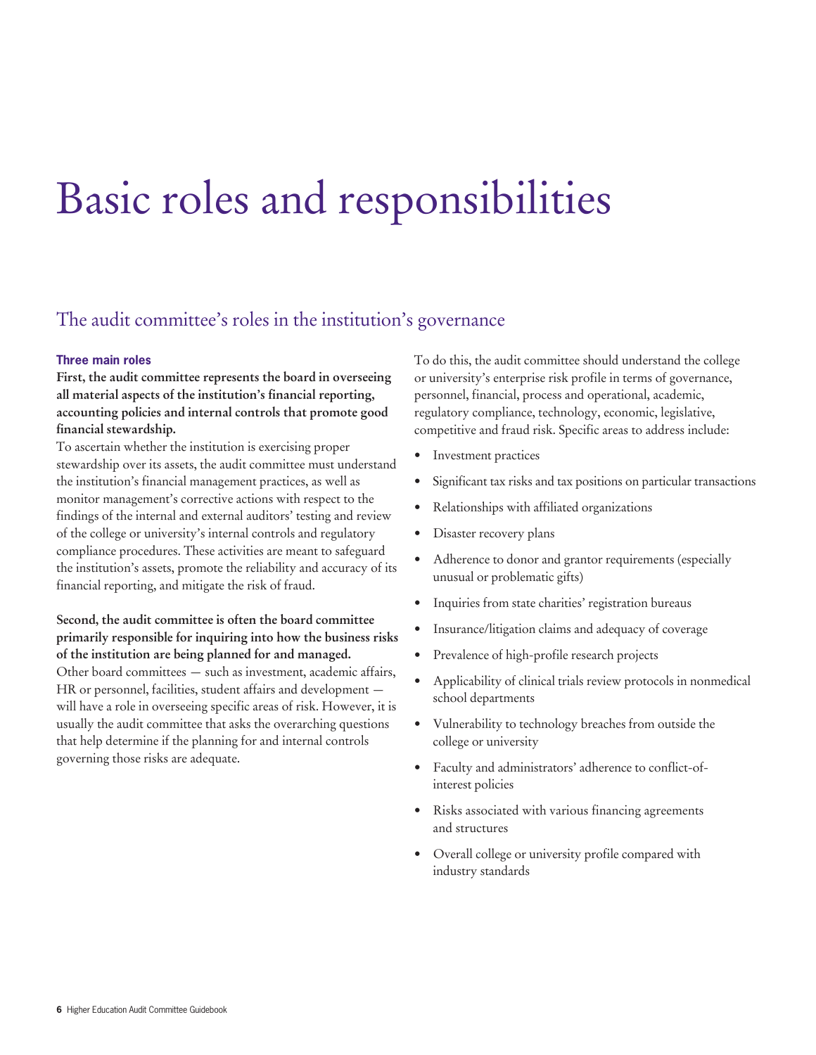# Basic roles and responsibilities

## The audit committee's roles in the institution's governance

### Three main roles

**First, the audit committee represents the board in overseeing all material aspects of the institution's financial reporting, accounting policies and internal controls that promote good financial stewardship.**

To ascertain whether the institution is exercising proper stewardship over its assets, the audit committee must understand the institution's financial management practices, as well as monitor management's corrective actions with respect to the findings of the internal and external auditors' testing and review of the college or university's internal controls and regulatory compliance procedures. These activities are meant to safeguard the institution's assets, promote the reliability and accuracy of its financial reporting, and mitigate the risk of fraud.

**Second, the audit committee is often the board committee primarily responsible for inquiring into how the business risks of the institution are being planned for and managed.**

Other board committees — such as investment, academic affairs, HR or personnel, facilities, student affairs and development — will have a role in overseeing specific areas of risk. However, it is usually the audit committee that asks the overarching questions that help determine if the planning for and internal controls governing those risks are adequate.

To do this, the audit committee should understand the college or university's enterprise risk profile in terms of governance, personnel, financial, process and operational, academic, regulatory compliance, technology, economic, legislative, competitive and fraud risk. Specific areas to address include:

- Investment practices
- Significant tax risks and tax positions on particular transactions
- Relationships with affiliated organizations
- Disaster recovery plans
- Adherence to donor and grantor requirements (especially unusual or problematic gifts)
- Inquiries from state charities' registration bureaus
- Insurance/litigation claims and adequacy of coverage
- Prevalence of high-profile research projects
- Applicability of clinical trials review protocols in nonmedical school departments
- Vulnerability to technology breaches from outside the college or university
- Faculty and administrators' adherence to conflict-of-interest policies
- Risks associated with various financing agreements and structures
- Overall college or university profile compared with industry standards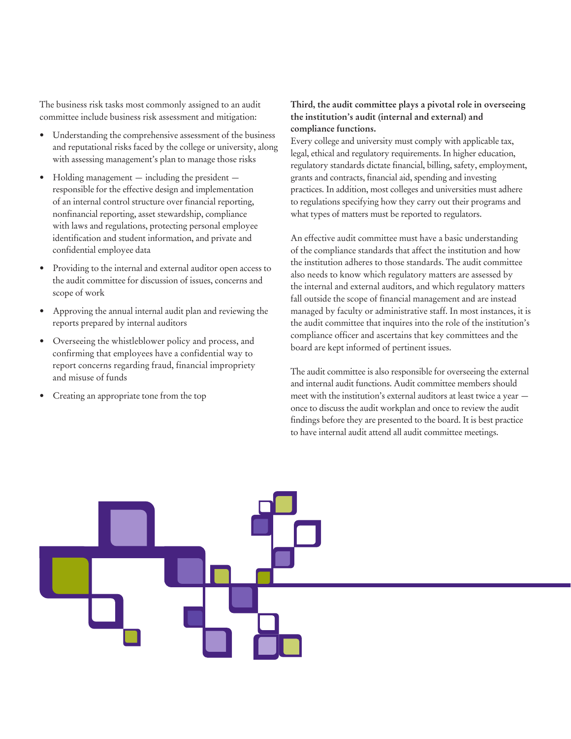The business risk tasks most commonly assigned to an audit committee include business risk assessment and mitigation:

- Understanding the comprehensive assessment of the business and reputational risks faced by the college or university, along with assessing management's plan to manage those risks
- Holding management — including the president — responsible for the effective design and implementation of an internal control structure over financial reporting, nonfinancial reporting, asset stewardship, compliance with laws and regulations, protecting personal employee identification and student information, and private and confidential employee data
- Providing to the internal and external auditor open access to the audit committee for discussion of issues, concerns and scope of work
- Approving the annual internal audit plan and reviewing the reports prepared by internal auditors
- Overseeing the whistleblower policy and process, and confirming that employees have a confidential way to report concerns regarding fraud, financial impropriety and misuse of funds
- Creating an appropriate tone from the top

**Third, the audit committee plays a pivotal role in overseeing the institution's audit (internal and external) and compliance functions.**
Every college and university must comply with applicable tax, legal, ethical and regulatory requirements. In higher education, regulatory standards dictate financial, billing, safety, employment, grants and contracts, financial aid, spending and investing practices. In addition, most colleges and universities must adhere to regulations specifying how they carry out their programs and what types of matters must be reported to regulators.

An effective audit committee must have a basic understanding of the compliance standards that affect the institution and how the institution adheres to those standards. The audit committee also needs to know which regulatory matters are assessed by the internal and external auditors, and which regulatory matters fall outside the scope of financial management and are instead managed by faculty or administrative staff. In most instances, it is the audit committee that inquires into the role of the institution's compliance officer and ascertains that key committees and the board are kept informed of pertinent issues.

The audit committee is also responsible for overseeing the external and internal audit functions. Audit committee members should meet with the institution's external auditors at least twice a year — once to discuss the audit workplan and once to review the audit findings before they are presented to the board. It is best practice to have internal audit attend all audit committee meetings.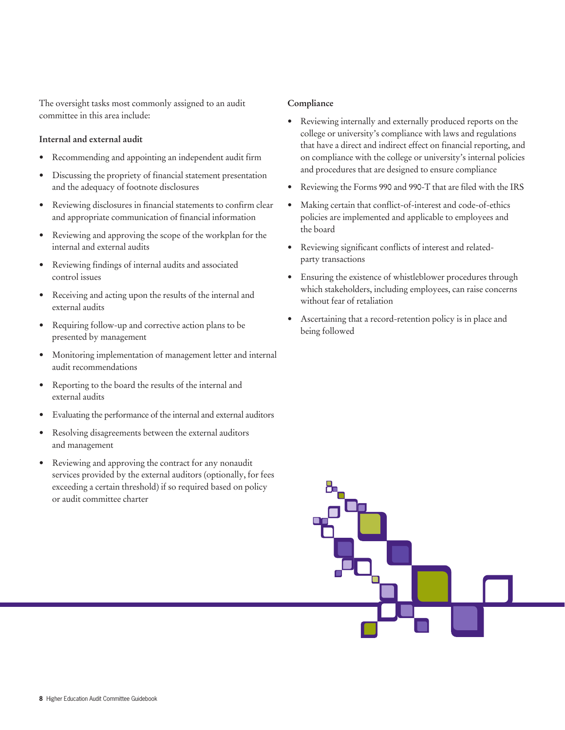The oversight tasks most commonly assigned to an audit committee in this area include:

**Internal and external audit**

- Recommending and appointing an independent audit firm
- Discussing the propriety of financial statement presentation and the adequacy of footnote disclosures
- Reviewing disclosures in financial statements to confirm clear and appropriate communication of financial information
- Reviewing and approving the scope of the workplan for the internal and external audits
- Reviewing findings of internal audits and associated control issues
- Receiving and acting upon the results of the internal and external audits
- Requiring follow-up and corrective action plans to be presented by management
- Monitoring implementation of management letter and internal audit recommendations
- Reporting to the board the results of the internal and external audits
- Evaluating the performance of the internal and external auditors
- Resolving disagreements between the external auditors and management
- Reviewing and approving the contract for any nonaudit services provided by the external auditors (optionally, for fees exceeding a certain threshold) if so required based on policy or audit committee charter

**Compliance**

- Reviewing internally and externally produced reports on the college or university's compliance with laws and regulations that have a direct and indirect effect on financial reporting, and on compliance with the college or university's internal policies and procedures that are designed to ensure compliance
- Reviewing the Forms 990 and 990-T that are filed with the IRS
- Making certain that conflict-of-interest and code-of-ethics policies are implemented and applicable to employees and the board
- Reviewing significant conflicts of interest and related-party transactions
- Ensuring the existence of whistleblower procedures through which stakeholders, including employees, can raise concerns without fear of retaliation
- Ascertaining that a record-retention policy is in place and being followed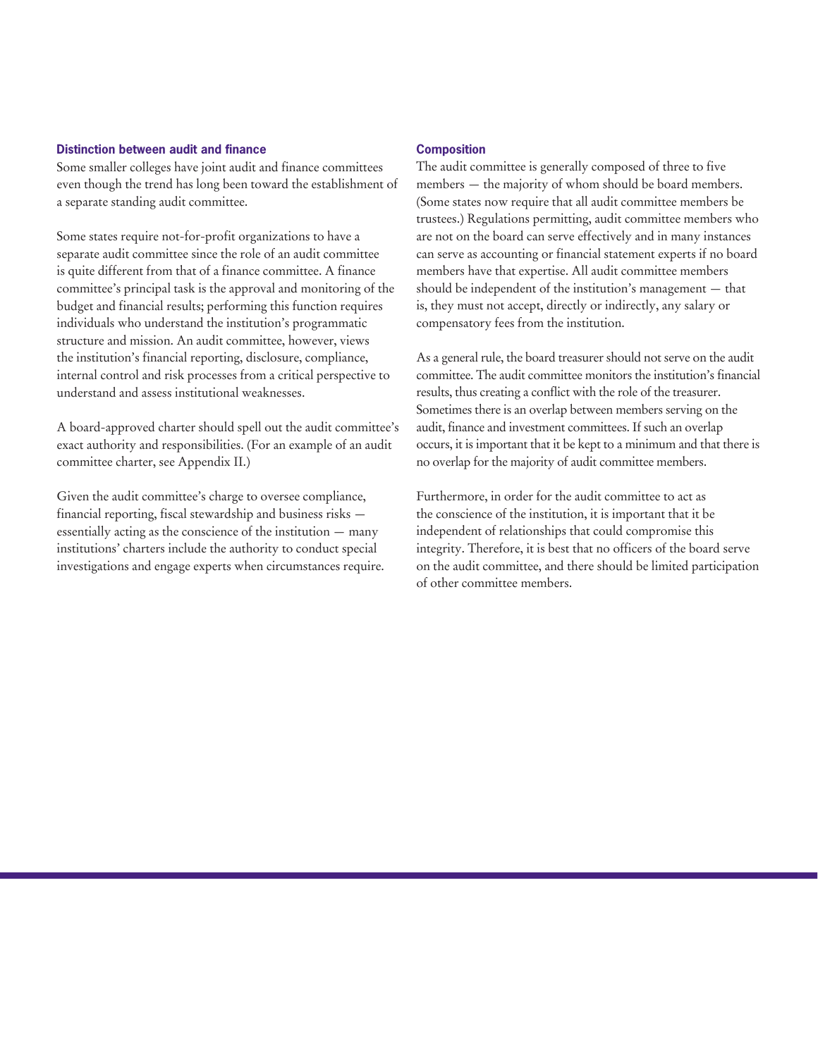### Distinction between audit and finance

Some smaller colleges have joint audit and finance committees even though the trend has long been toward the establishment of a separate standing audit committee.

Some states require not-for-profit organizations to have a separate audit committee since the role of an audit committee is quite different from that of a finance committee. A finance committee's principal task is the approval and monitoring of the budget and financial results; performing this function requires individuals who understand the institution's programmatic structure and mission. An audit committee, however, views the institution's financial reporting, disclosure, compliance, internal control and risk processes from a critical perspective to understand and assess institutional weaknesses.

A board-approved charter should spell out the audit committee's exact authority and responsibilities. (For an example of an audit committee charter, see Appendix II.)

Given the audit committee's charge to oversee compliance, financial reporting, fiscal stewardship and business risks — essentially acting as the conscience of the institution — many institutions' charters include the authority to conduct special investigations and engage experts when circumstances require.

### Composition

The audit committee is generally composed of three to five members — the majority of whom should be board members. (Some states now require that all audit committee members be trustees.) Regulations permitting, audit committee members who are not on the board can serve effectively and in many instances can serve as accounting or financial statement experts if no board members have that expertise. All audit committee members should be independent of the institution's management — that is, they must not accept, directly or indirectly, any salary or compensatory fees from the institution.

As a general rule, the board treasurer should not serve on the audit committee. The audit committee monitors the institution's financial results, thus creating a conflict with the role of the treasurer. Sometimes there is an overlap between members serving on the audit, finance and investment committees. If such an overlap occurs, it is important that it be kept to a minimum and that there is no overlap for the majority of audit committee members.

Furthermore, in order for the audit committee to act as the conscience of the institution, it is important that it be independent of relationships that could compromise this integrity. Therefore, it is best that no officers of the board serve on the audit committee, and there should be limited participation of other committee members.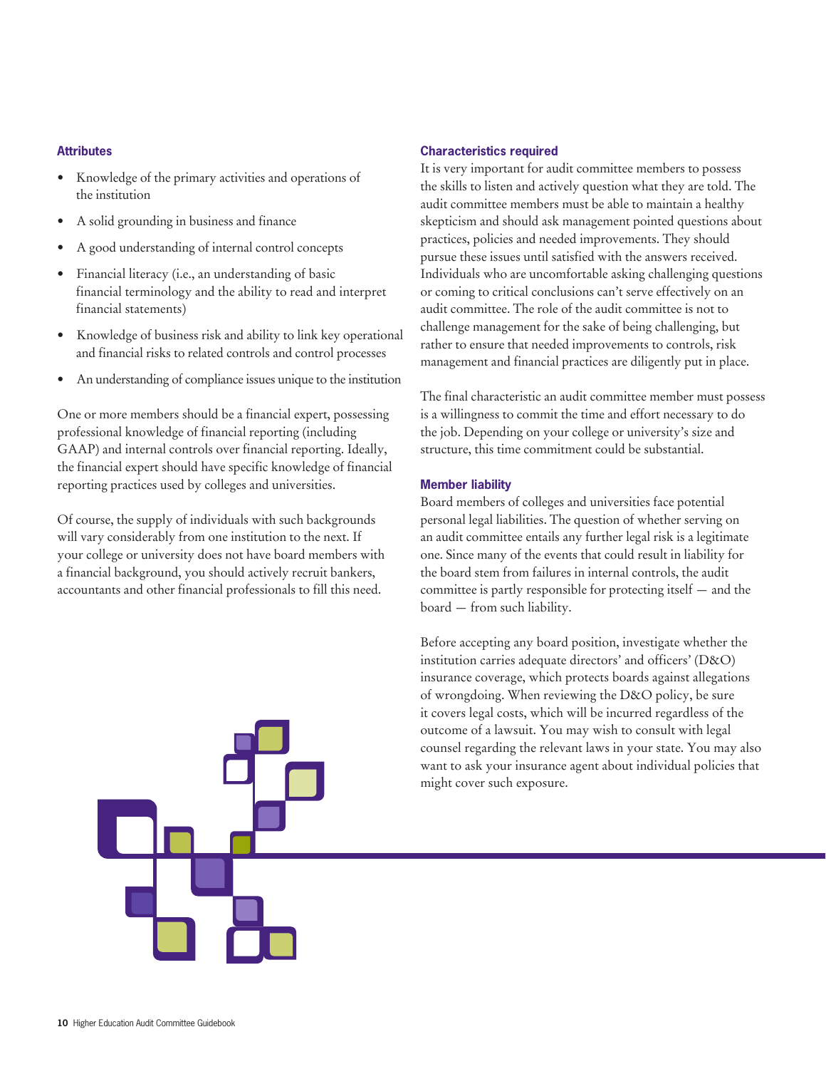### Attributes

- Knowledge of the primary activities and operations of the institution
- A solid grounding in business and finance
- A good understanding of internal control concepts
- Financial literacy (i.e., an understanding of basic financial terminology and the ability to read and interpret financial statements)
- Knowledge of business risk and ability to link key operational and financial risks to related controls and control processes
- An understanding of compliance issues unique to the institution

One or more members should be a financial expert, possessing professional knowledge of financial reporting (including GAAP) and internal controls over financial reporting. Ideally, the financial expert should have specific knowledge of financial reporting practices used by colleges and universities.

Of course, the supply of individuals with such backgrounds will vary considerably from one institution to the next. If your college or university does not have board members with a financial background, you should actively recruit bankers, accountants and other financial professionals to fill this need.

### Characteristics required

It is very important for audit committee members to possess the skills to listen and actively question what they are told. The audit committee members must be able to maintain a healthy skepticism and should ask management pointed questions about practices, policies and needed improvements. They should pursue these issues until satisfied with the answers received. Individuals who are uncomfortable asking challenging questions or coming to critical conclusions can't serve effectively on an audit committee. The role of the audit committee is not to challenge management for the sake of being challenging, but rather to ensure that needed improvements to controls, risk management and financial practices are diligently put in place.

The final characteristic an audit committee member must possess is a willingness to commit the time and effort necessary to do the job. Depending on your college or university's size and structure, this time commitment could be substantial.

### Member liability

Board members of colleges and universities face potential personal legal liabilities. The question of whether serving on an audit committee entails any further legal risk is a legitimate one. Since many of the events that could result in liability for the board stem from failures in internal controls, the audit committee is partly responsible for protecting itself — and the board — from such liability.

Before accepting any board position, investigate whether the institution carries adequate directors' and officers' (D&O) insurance coverage, which protects boards against allegations of wrongdoing. When reviewing the D&O policy, be sure it covers legal costs, which will be incurred regardless of the outcome of a lawsuit. You may wish to consult with legal counsel regarding the relevant laws in your state. You may also want to ask your insurance agent about individual policies that might cover such exposure.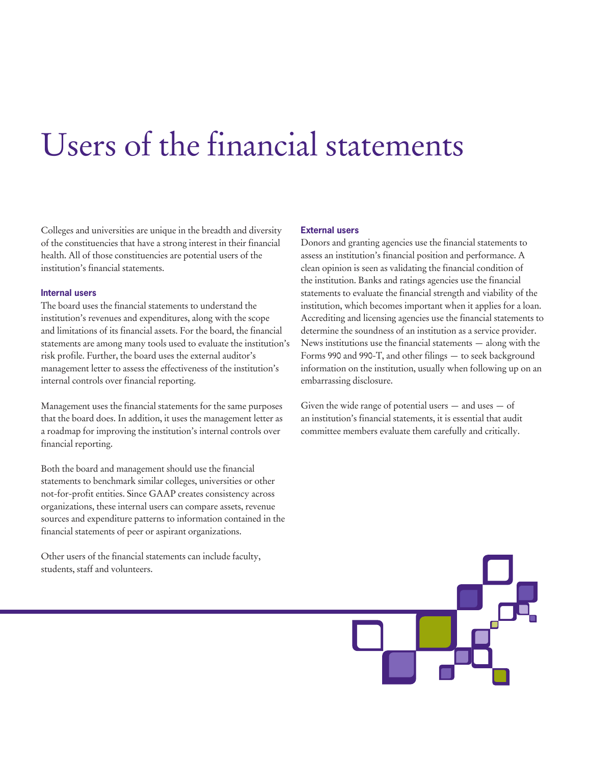# Users of the financial statements

Colleges and universities are unique in the breadth and diversity of the constituencies that have a strong interest in their financial health. All of those constituencies are potential users of the institution's financial statements.

### Internal users

The board uses the financial statements to understand the institution's revenues and expenditures, along with the scope and limitations of its financial assets. For the board, the financial statements are among many tools used to evaluate the institution's risk profile. Further, the board uses the external auditor's management letter to assess the effectiveness of the institution's internal controls over financial reporting.

Management uses the financial statements for the same purposes that the board does. In addition, it uses the management letter as a roadmap for improving the institution's internal controls over financial reporting.

Both the board and management should use the financial statements to benchmark similar colleges, universities or other not-for-profit entities. Since GAAP creates consistency across organizations, these internal users can compare assets, revenue sources and expenditure patterns to information contained in the financial statements of peer or aspirant organizations.

Other users of the financial statements can include faculty, students, staff and volunteers.

### External users

Donors and granting agencies use the financial statements to assess an institution's financial position and performance. A clean opinion is seen as validating the financial condition of the institution. Banks and ratings agencies use the financial statements to evaluate the financial strength and viability of the institution, which becomes important when it applies for a loan. Accrediting and licensing agencies use the financial statements to determine the soundness of an institution as a service provider. News institutions use the financial statements — along with the Forms 990 and 990-T, and other filings — to seek background information on the institution, usually when following up on an embarrassing disclosure.

Given the wide range of potential users — and uses — of an institution's financial statements, it is essential that audit committee members evaluate them carefully and critically.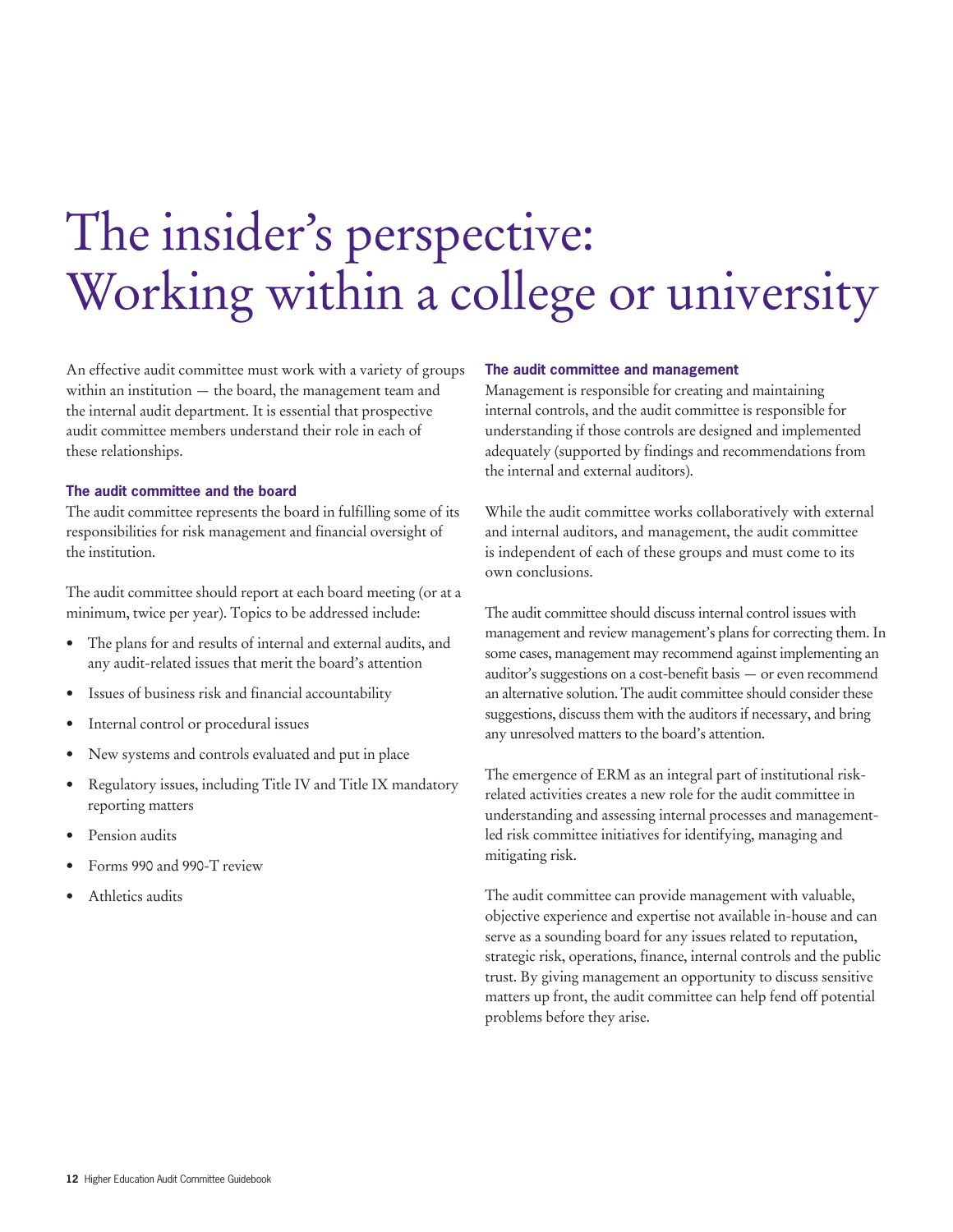# The insider's perspective: Working within a college or university

An effective audit committee must work with a variety of groups within an institution — the board, the management team and the internal audit department. It is essential that prospective audit committee members understand their role in each of these relationships.

### The audit committee and the board

The audit committee represents the board in fulfilling some of its responsibilities for risk management and financial oversight of the institution.

The audit committee should report at each board meeting (or at a minimum, twice per year). Topics to be addressed include:

- The plans for and results of internal and external audits, and any audit-related issues that merit the board's attention
- Issues of business risk and financial accountability
- Internal control or procedural issues
- New systems and controls evaluated and put in place
- Regulatory issues, including Title IV and Title IX mandatory reporting matters
- Pension audits
- Forms 990 and 990-T review
- Athletics audits

### The audit committee and management

Management is responsible for creating and maintaining internal controls, and the audit committee is responsible for understanding if those controls are designed and implemented adequately (supported by findings and recommendations from the internal and external auditors).

While the audit committee works collaboratively with external and internal auditors, and management, the audit committee is independent of each of these groups and must come to its own conclusions.

The audit committee should discuss internal control issues with management and review management's plans for correcting them. In some cases, management may recommend against implementing an auditor's suggestions on a cost-benefit basis — or even recommend an alternative solution. The audit committee should consider these suggestions, discuss them with the auditors if necessary, and bring any unresolved matters to the board's attention.

The emergence of ERM as an integral part of institutional risk-related activities creates a new role for the audit committee in understanding and assessing internal processes and management-led risk committee initiatives for identifying, managing and mitigating risk.

The audit committee can provide management with valuable, objective experience and expertise not available in-house and can serve as a sounding board for any issues related to reputation, strategic risk, operations, finance, internal controls and the public trust. By giving management an opportunity to discuss sensitive matters up front, the audit committee can help fend off potential problems before they arise.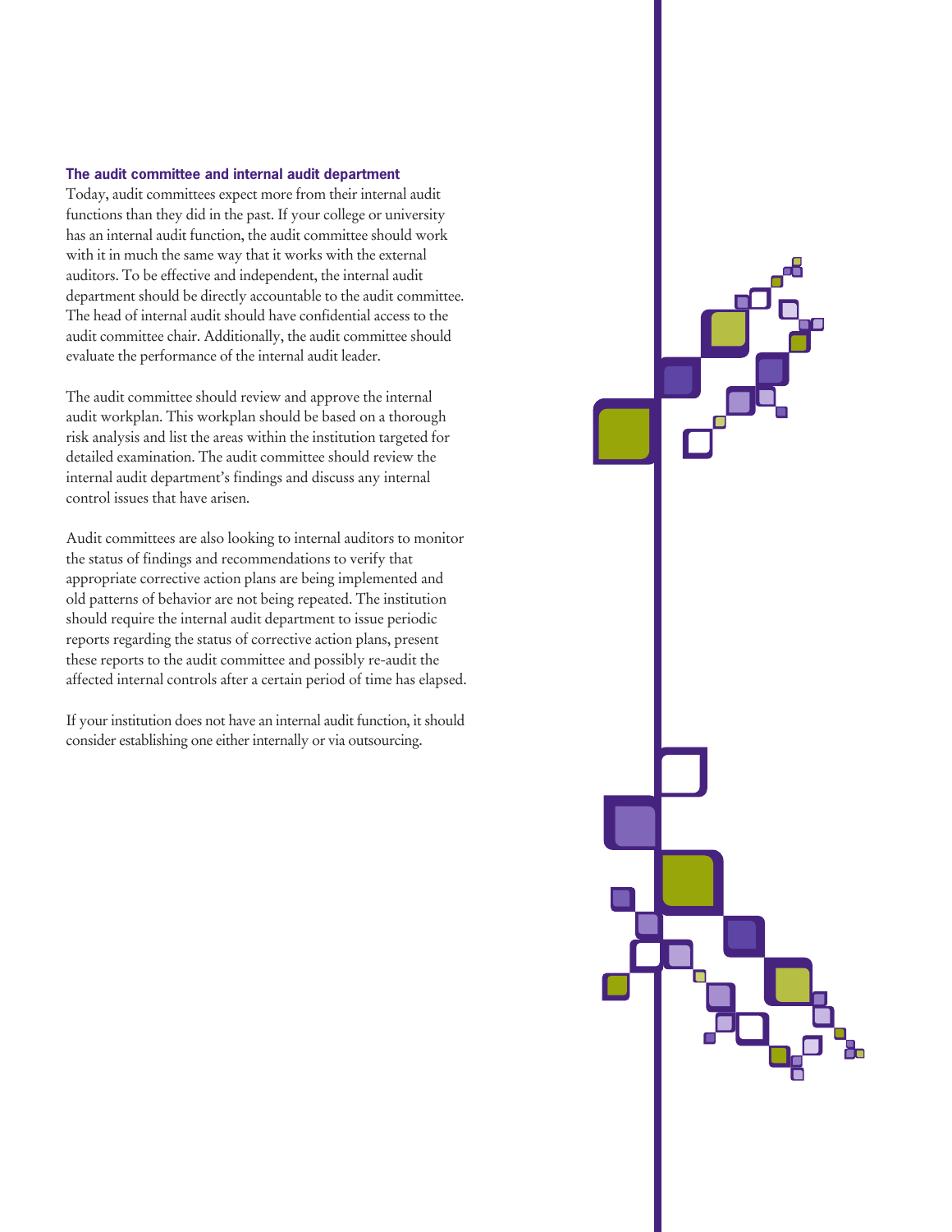### The audit committee and internal audit department

Today, audit committees expect more from their internal audit functions than they did in the past. If your college or university has an internal audit function, the audit committee should work with it in much the same way that it works with the external auditors. To be effective and independent, the internal audit department should be directly accountable to the audit committee. The head of internal audit should have confidential access to the audit committee chair. Additionally, the audit committee should evaluate the performance of the internal audit leader.

The audit committee should review and approve the internal audit workplan. This workplan should be based on a thorough risk analysis and list the areas within the institution targeted for detailed examination. The audit committee should review the internal audit department's findings and discuss any internal control issues that have arisen.

Audit committees are also looking to internal auditors to monitor the status of findings and recommendations to verify that appropriate corrective action plans are being implemented and old patterns of behavior are not being repeated. The institution should require the internal audit department to issue periodic reports regarding the status of corrective action plans, present these reports to the audit committee and possibly re-audit the affected internal controls after a certain period of time has elapsed.

If your institution does not have an internal audit function, it should consider establishing one either internally or via outsourcing.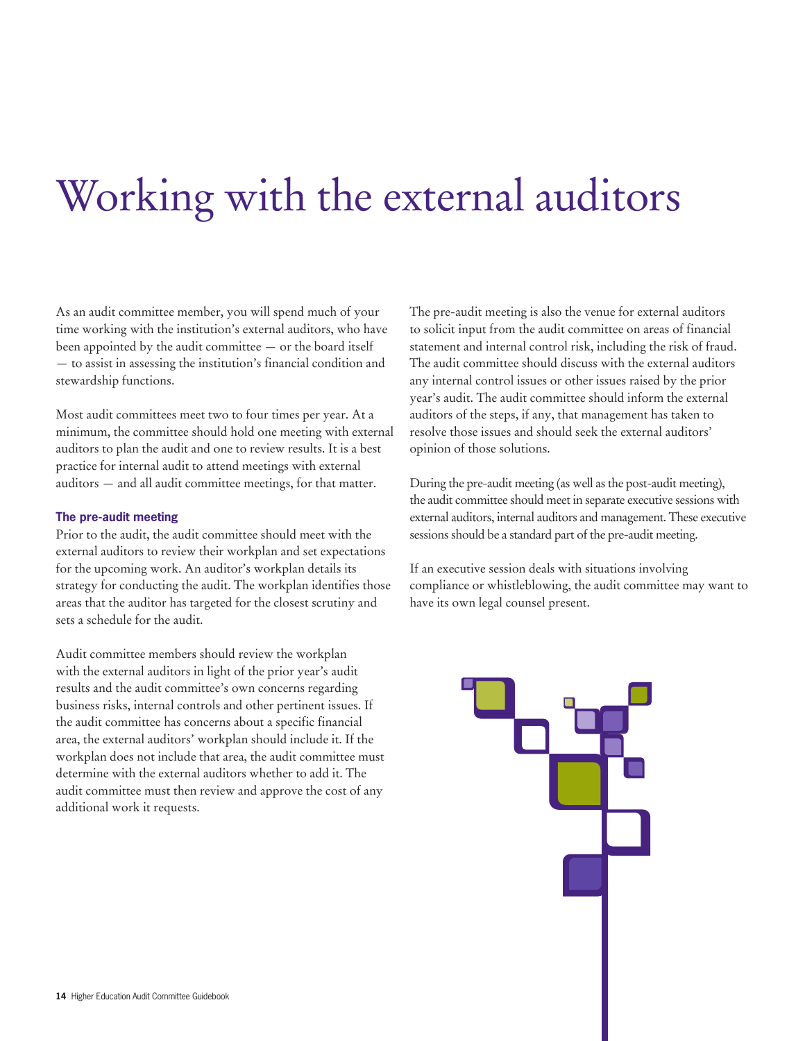# Working with the external auditors

As an audit committee member, you will spend much of your time working with the institution's external auditors, who have been appointed by the audit committee — or the board itself — to assist in assessing the institution's financial condition and stewardship functions.

Most audit committees meet two to four times per year. At a minimum, the committee should hold one meeting with external auditors to plan the audit and one to review results. It is a best practice for internal audit to attend meetings with external auditors — and all audit committee meetings, for that matter.

### The pre-audit meeting

Prior to the audit, the audit committee should meet with the external auditors to review their workplan and set expectations for the upcoming work. An auditor's workplan details its strategy for conducting the audit. The workplan identifies those areas that the auditor has targeted for the closest scrutiny and sets a schedule for the audit.

Audit committee members should review the workplan with the external auditors in light of the prior year's audit results and the audit committee's own concerns regarding business risks, internal controls and other pertinent issues. If the audit committee has concerns about a specific financial area, the external auditors' workplan should include it. If the workplan does not include that area, the audit committee must determine with the external auditors whether to add it. The audit committee must then review and approve the cost of any additional work it requests.

The pre-audit meeting is also the venue for external auditors to solicit input from the audit committee on areas of financial statement and internal control risk, including the risk of fraud. The audit committee should discuss with the external auditors any internal control issues or other issues raised by the prior year's audit. The audit committee should inform the external auditors of the steps, if any, that management has taken to resolve those issues and should seek the external auditors' opinion of those solutions.

During the pre-audit meeting (as well as the post-audit meeting), the audit committee should meet in separate executive sessions with external auditors, internal auditors and management. These executive sessions should be a standard part of the pre-audit meeting.

If an executive session deals with situations involving compliance or whistleblowing, the audit committee may want to have its own legal counsel present.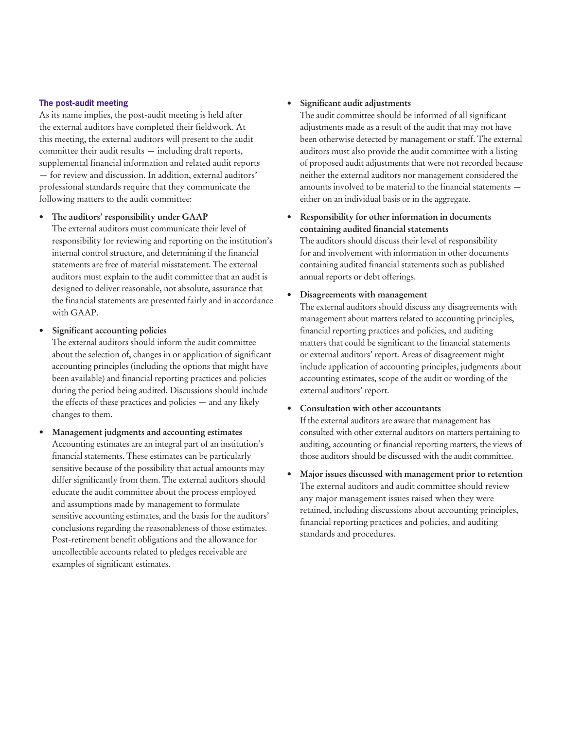### The post-audit meeting

As its name implies, the post-audit meeting is held after the external auditors have completed their fieldwork. At this meeting, the external auditors will present to the audit committee their audit results — including draft reports, supplemental financial information and related audit reports — for review and discussion. In addition, external auditors' professional standards require that they communicate the following matters to the audit committee:

- **The auditors' responsibility under GAAP**
  The external auditors must communicate their level of responsibility for reviewing and reporting on the institution's internal control structure, and determining if the financial statements are free of material misstatement. The external auditors must explain to the audit committee that an audit is designed to deliver reasonable, not absolute, assurance that the financial statements are presented fairly and in accordance with GAAP.

- **Significant accounting policies**
  The external auditors should inform the audit committee about the selection of, changes in or application of significant accounting principles (including the options that might have been available) and financial reporting practices and policies during the period being audited. Discussions should include the effects of these practices and policies — and any likely changes to them.

- **Management judgments and accounting estimates**
  Accounting estimates are an integral part of an institution's financial statements. These estimates can be particularly sensitive because of the possibility that actual amounts may differ significantly from them. The external auditors should educate the audit committee about the process employed and assumptions made by management to formulate sensitive accounting estimates, and the basis for the auditors' conclusions regarding the reasonableness of those estimates. Post-retirement benefit obligations and the allowance for uncollectible accounts related to pledges receivable are examples of significant estimates.

- **Significant audit adjustments**
  The audit committee should be informed of all significant adjustments made as a result of the audit that may not have been otherwise detected by management or staff. The external auditors must also provide the audit committee with a listing of proposed audit adjustments that were not recorded because neither the external auditors nor management considered the amounts involved to be material to the financial statements — either on an individual basis or in the aggregate.

- **Responsibility for other information in documents containing audited financial statements**
  The auditors should discuss their level of responsibility for and involvement with information in other documents containing audited financial statements such as published annual reports or debt offerings.

- **Disagreements with management**
  The external auditors should discuss any disagreements with management about matters related to accounting principles, financial reporting practices and policies, and auditing matters that could be significant to the financial statements or external auditors' report. Areas of disagreement might include application of accounting principles, judgments about accounting estimates, scope of the audit or wording of the external auditors' report.

- **Consultation with other accountants**
  If the external auditors are aware that management has consulted with other external auditors on matters pertaining to auditing, accounting or financial reporting matters, the views of those auditors should be discussed with the audit committee.

- **Major issues discussed with management prior to retention**
  The external auditors and audit committee should review any major management issues raised when they were retained, including discussions about accounting principles, financial reporting practices and policies, and auditing standards and procedures.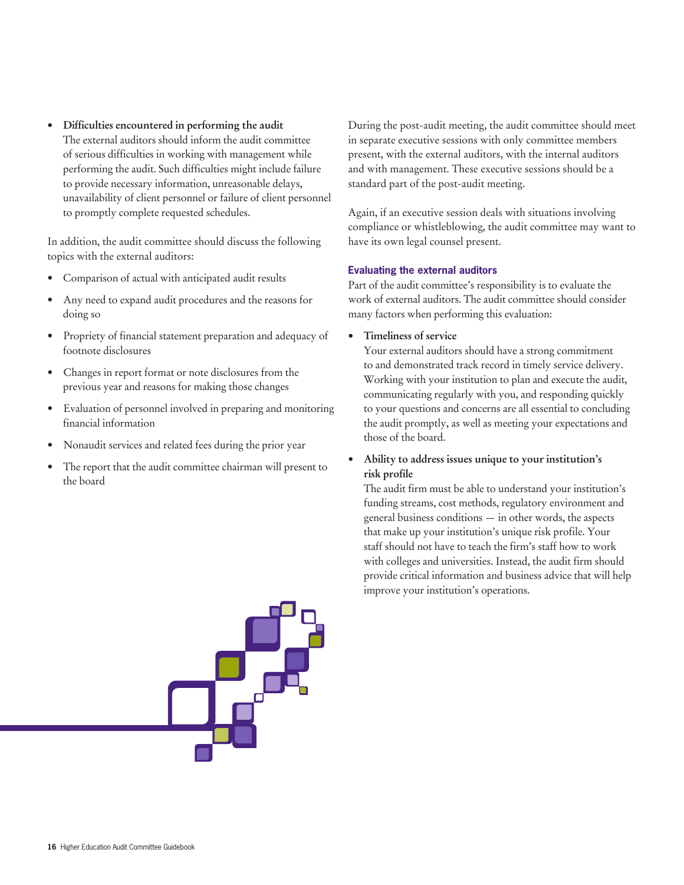- **Difficulties encountered in performing the audit**
  The external auditors should inform the audit committee of serious difficulties in working with management while performing the audit. Such difficulties might include failure to provide necessary information, unreasonable delays, unavailability of client personnel or failure of client personnel to promptly complete requested schedules.

In addition, the audit committee should discuss the following topics with the external auditors:

- Comparison of actual with anticipated audit results
- Any need to expand audit procedures and the reasons for doing so
- Propriety of financial statement preparation and adequacy of footnote disclosures
- Changes in report format or note disclosures from the previous year and reasons for making those changes
- Evaluation of personnel involved in preparing and monitoring financial information
- Nonaudit services and related fees during the prior year
- The report that the audit committee chairman will present to the board

During the post-audit meeting, the audit committee should meet in separate executive sessions with only committee members present, with the external auditors, with the internal auditors and with management. These executive sessions should be a standard part of the post-audit meeting.

Again, if an executive session deals with situations involving compliance or whistleblowing, the audit committee may want to have its own legal counsel present.

### Evaluating the external auditors

Part of the audit committee's responsibility is to evaluate the work of external auditors. The audit committee should consider many factors when performing this evaluation:

- **Timeliness of service**
  Your external auditors should have a strong commitment to and demonstrated track record in timely service delivery. Working with your institution to plan and execute the audit, communicating regularly with you, and responding quickly to your questions and concerns are all essential to concluding the audit promptly, as well as meeting your expectations and those of the board.
- **Ability to address issues unique to your institution's risk profile**
  The audit firm must be able to understand your institution's funding streams, cost methods, regulatory environment and general business conditions — in other words, the aspects that make up your institution's unique risk profile. Your staff should not have to teach the firm's staff how to work with colleges and universities. Instead, the audit firm should provide critical information and business advice that will help improve your institution's operations.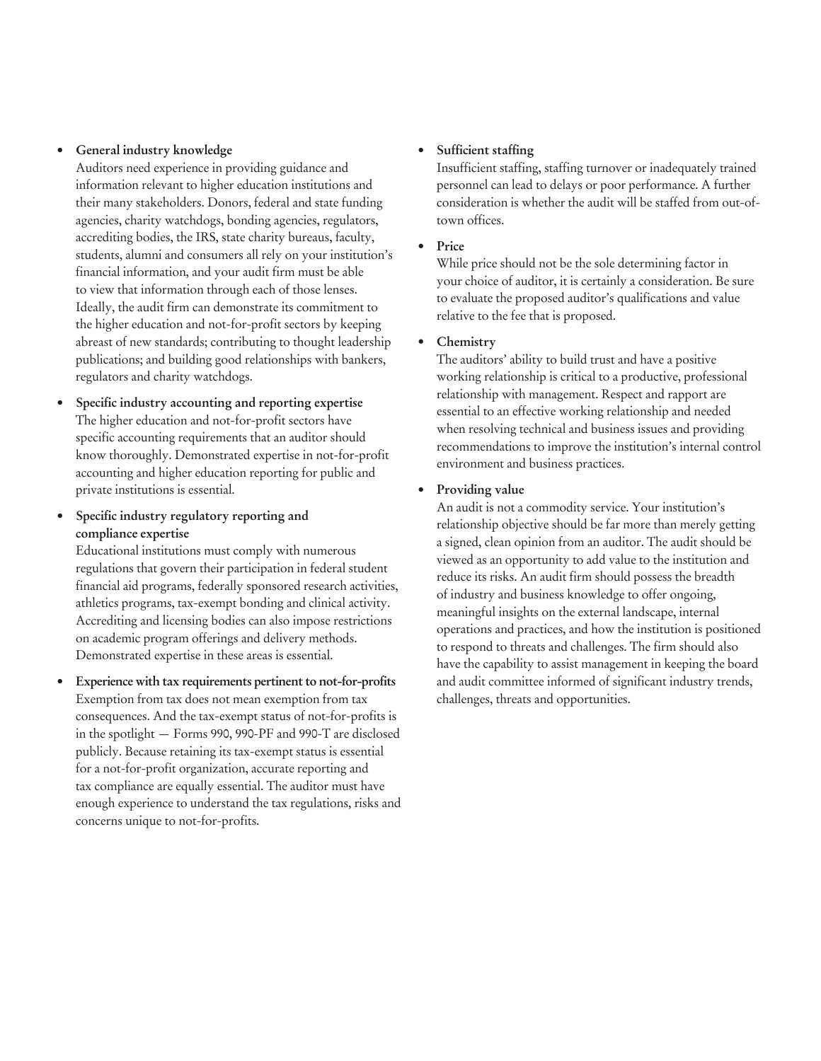- **General industry knowledge**
  Auditors need experience in providing guidance and information relevant to higher education institutions and their many stakeholders. Donors, federal and state funding agencies, charity watchdogs, bonding agencies, regulators, accrediting bodies, the IRS, state charity bureaus, faculty, students, alumni and consumers all rely on your institution's financial information, and your audit firm must be able to view that information through each of those lenses. Ideally, the audit firm can demonstrate its commitment to the higher education and not-for-profit sectors by keeping abreast of new standards; contributing to thought leadership publications; and building good relationships with bankers, regulators and charity watchdogs.

- **Specific industry accounting and reporting expertise**
  The higher education and not-for-profit sectors have specific accounting requirements that an auditor should know thoroughly. Demonstrated expertise in not-for-profit accounting and higher education reporting for public and private institutions is essential.

- **Specific industry regulatory reporting and compliance expertise**
  Educational institutions must comply with numerous regulations that govern their participation in federal student financial aid programs, federally sponsored research activities, athletics programs, tax-exempt bonding and clinical activity. Accrediting and licensing bodies can also impose restrictions on academic program offerings and delivery methods. Demonstrated expertise in these areas is essential.

- **Experience with tax requirements pertinent to not-for-profits**
  Exemption from tax does not mean exemption from tax consequences. And the tax-exempt status of not-for-profits is in the spotlight — Forms 990, 990-PF and 990-T are disclosed publicly. Because retaining its tax-exempt status is essential for a not-for-profit organization, accurate reporting and tax compliance are equally essential. The auditor must have enough experience to understand the tax regulations, risks and concerns unique to not-for-profits.

- **Sufficient staffing**
  Insufficient staffing, staffing turnover or inadequately trained personnel can lead to delays or poor performance. A further consideration is whether the audit will be staffed from out-of-town offices.

- **Price**
  While price should not be the sole determining factor in your choice of auditor, it is certainly a consideration. Be sure to evaluate the proposed auditor's qualifications and value relative to the fee that is proposed.

- **Chemistry**
  The auditors' ability to build trust and have a positive working relationship is critical to a productive, professional relationship with management. Respect and rapport are essential to an effective working relationship and needed when resolving technical and business issues and providing recommendations to improve the institution's internal control environment and business practices.

- **Providing value**
  An audit is not a commodity service. Your institution's relationship objective should be far more than merely getting a signed, clean opinion from an auditor. The audit should be viewed as an opportunity to add value to the institution and reduce its risks. An audit firm should possess the breadth of industry and business knowledge to offer ongoing, meaningful insights on the external landscape, internal operations and practices, and how the institution is positioned to respond to threats and challenges. The firm should also have the capability to assist management in keeping the board and audit committee informed of significant industry trends, challenges, threats and opportunities.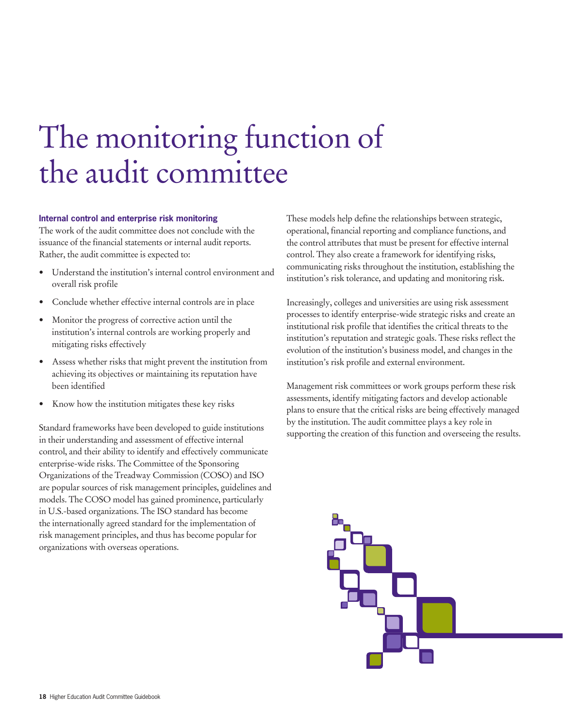# The monitoring function of the audit committee

### Internal control and enterprise risk monitoring

The work of the audit committee does not conclude with the issuance of the financial statements or internal audit reports. Rather, the audit committee is expected to:

- Understand the institution's internal control environment and overall risk profile
- Conclude whether effective internal controls are in place
- Monitor the progress of corrective action until the institution's internal controls are working properly and mitigating risks effectively
- Assess whether risks that might prevent the institution from achieving its objectives or maintaining its reputation have been identified
- Know how the institution mitigates these key risks

Standard frameworks have been developed to guide institutions in their understanding and assessment of effective internal control, and their ability to identify and effectively communicate enterprise-wide risks. The Committee of the Sponsoring Organizations of the Treadway Commission (COSO) and ISO are popular sources of risk management principles, guidelines and models. The COSO model has gained prominence, particularly in U.S.-based organizations. The ISO standard has become the internationally agreed standard for the implementation of risk management principles, and thus has become popular for organizations with overseas operations.

These models help define the relationships between strategic, operational, financial reporting and compliance functions, and the control attributes that must be present for effective internal control. They also create a framework for identifying risks, communicating risks throughout the institution, establishing the institution's risk tolerance, and updating and monitoring risk.

Increasingly, colleges and universities are using risk assessment processes to identify enterprise-wide strategic risks and create an institutional risk profile that identifies the critical threats to the institution's reputation and strategic goals. These risks reflect the evolution of the institution's business model, and changes in the institution's risk profile and external environment.

Management risk committees or work groups perform these risk assessments, identify mitigating factors and develop actionable plans to ensure that the critical risks are being effectively managed by the institution. The audit committee plays a key role in supporting the creation of this function and overseeing the results.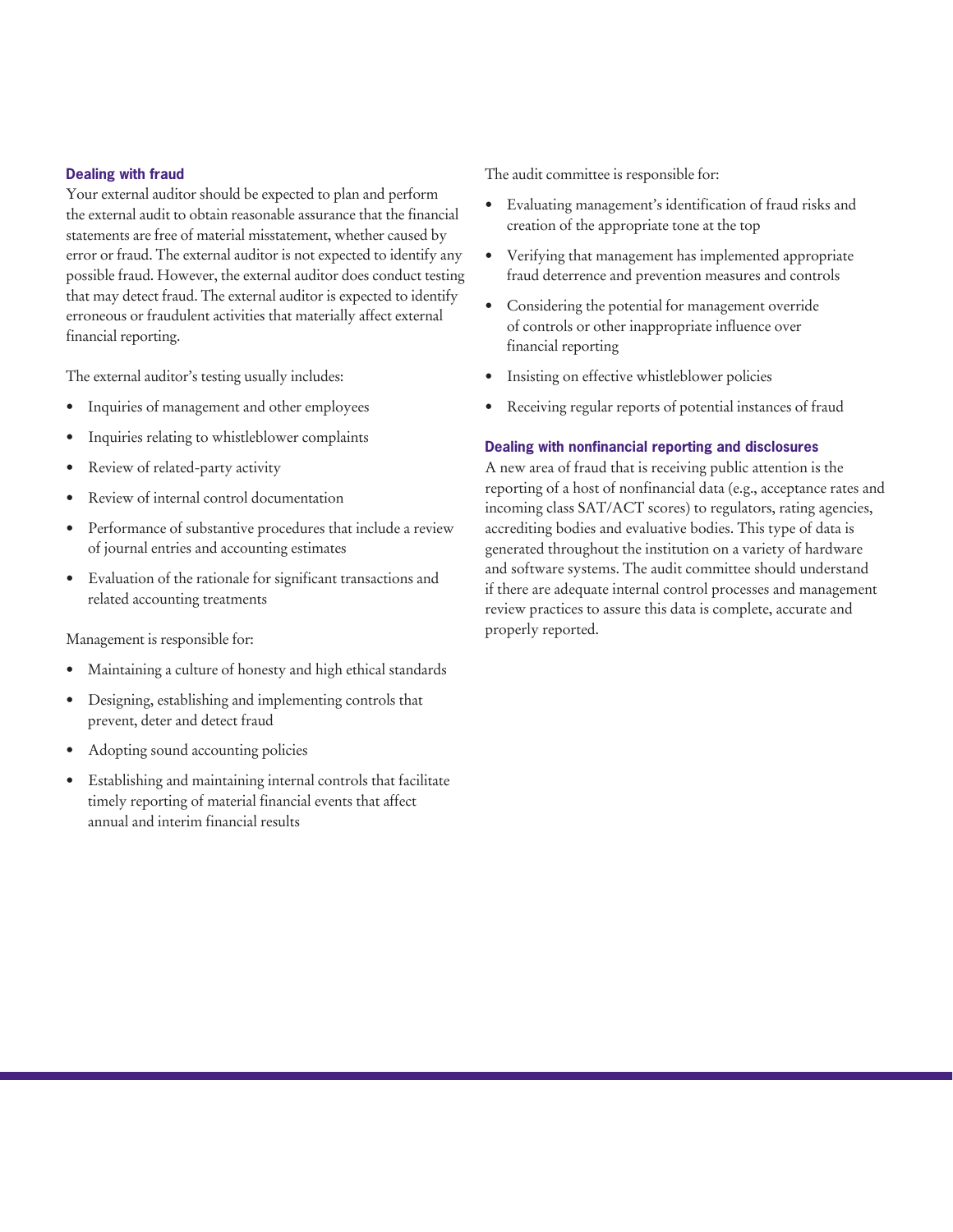### Dealing with fraud

Your external auditor should be expected to plan and perform the external audit to obtain reasonable assurance that the financial statements are free of material misstatement, whether caused by error or fraud. The external auditor is not expected to identify any possible fraud. However, the external auditor does conduct testing that may detect fraud. The external auditor is expected to identify erroneous or fraudulent activities that materially affect external financial reporting.

The external auditor's testing usually includes:

- Inquiries of management and other employees
- Inquiries relating to whistleblower complaints
- Review of related-party activity
- Review of internal control documentation
- Performance of substantive procedures that include a review of journal entries and accounting estimates
- Evaluation of the rationale for significant transactions and related accounting treatments

Management is responsible for:

- Maintaining a culture of honesty and high ethical standards
- Designing, establishing and implementing controls that prevent, deter and detect fraud
- Adopting sound accounting policies
- Establishing and maintaining internal controls that facilitate timely reporting of material financial events that affect annual and interim financial results

The audit committee is responsible for:

- Evaluating management's identification of fraud risks and creation of the appropriate tone at the top
- Verifying that management has implemented appropriate fraud deterrence and prevention measures and controls
- Considering the potential for management override of controls or other inappropriate influence over financial reporting
- Insisting on effective whistleblower policies
- Receiving regular reports of potential instances of fraud

### Dealing with nonfinancial reporting and disclosures

A new area of fraud that is receiving public attention is the reporting of a host of nonfinancial data (e.g., acceptance rates and incoming class SAT/ACT scores) to regulators, rating agencies, accrediting bodies and evaluative bodies. This type of data is generated throughout the institution on a variety of hardware and software systems. The audit committee should understand if there are adequate internal control processes and management review practices to assure this data is complete, accurate and properly reported.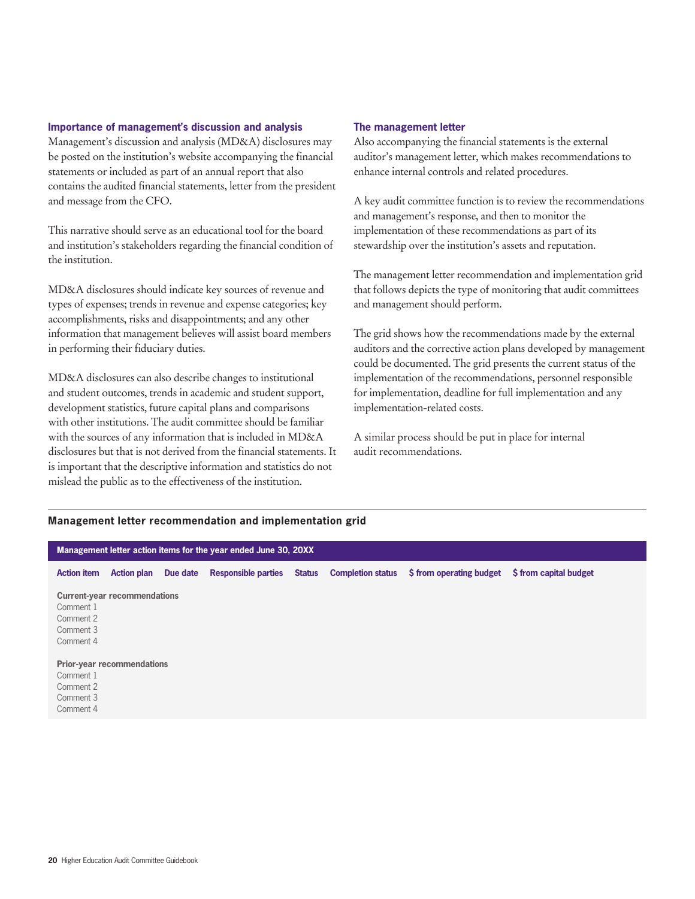### Importance of management's discussion and analysis

Management's discussion and analysis (MD&A) disclosures may be posted on the institution's website accompanying the financial statements or included as part of an annual report that also contains the audited financial statements, letter from the president and message from the CFO.

This narrative should serve as an educational tool for the board and institution's stakeholders regarding the financial condition of the institution.

MD&A disclosures should indicate key sources of revenue and types of expenses; trends in revenue and expense categories; key accomplishments, risks and disappointments; and any other information that management believes will assist board members in performing their fiduciary duties.

MD&A disclosures can also describe changes to institutional and student outcomes, trends in academic and student support, development statistics, future capital plans and comparisons with other institutions. The audit committee should be familiar with the sources of any information that is included in MD&A disclosures but that is not derived from the financial statements. It is important that the descriptive information and statistics do not mislead the public as to the effectiveness of the institution.

### The management letter

Also accompanying the financial statements is the external auditor's management letter, which makes recommendations to enhance internal controls and related procedures.

A key audit committee function is to review the recommendations and management's response, and then to monitor the implementation of these recommendations as part of its stewardship over the institution's assets and reputation.

The management letter recommendation and implementation grid that follows depicts the type of monitoring that audit committees and management should perform.

The grid shows how the recommendations made by the external auditors and the corrective action plans developed by management could be documented. The grid presents the current status of the implementation of the recommendations, personnel responsible for implementation, deadline for full implementation and any implementation-related costs.

A similar process should be put in place for internal audit recommendations.

**Management letter recommendation and implementation grid**

**Management letter action items for the year ended June 30, 20XX**

| Action item | Action plan | Due date | Responsible parties | Status | Completion status | $ from operating budget | $ from capital budget |
|---|---|---|---|---|---|---|---|
| **Current-year recommendations** | | | | | | | |
| Comment 1 | | | | | | | |
| Comment 2 | | | | | | | |
| Comment 3 | | | | | | | |
| Comment 4 | | | | | | | |
| **Prior-year recommendations** | | | | | | | |
| Comment 1 | | | | | | | |
| Comment 2 | | | | | | | |
| Comment 3 | | | | | | | |
| Comment 4 | | | | | | | |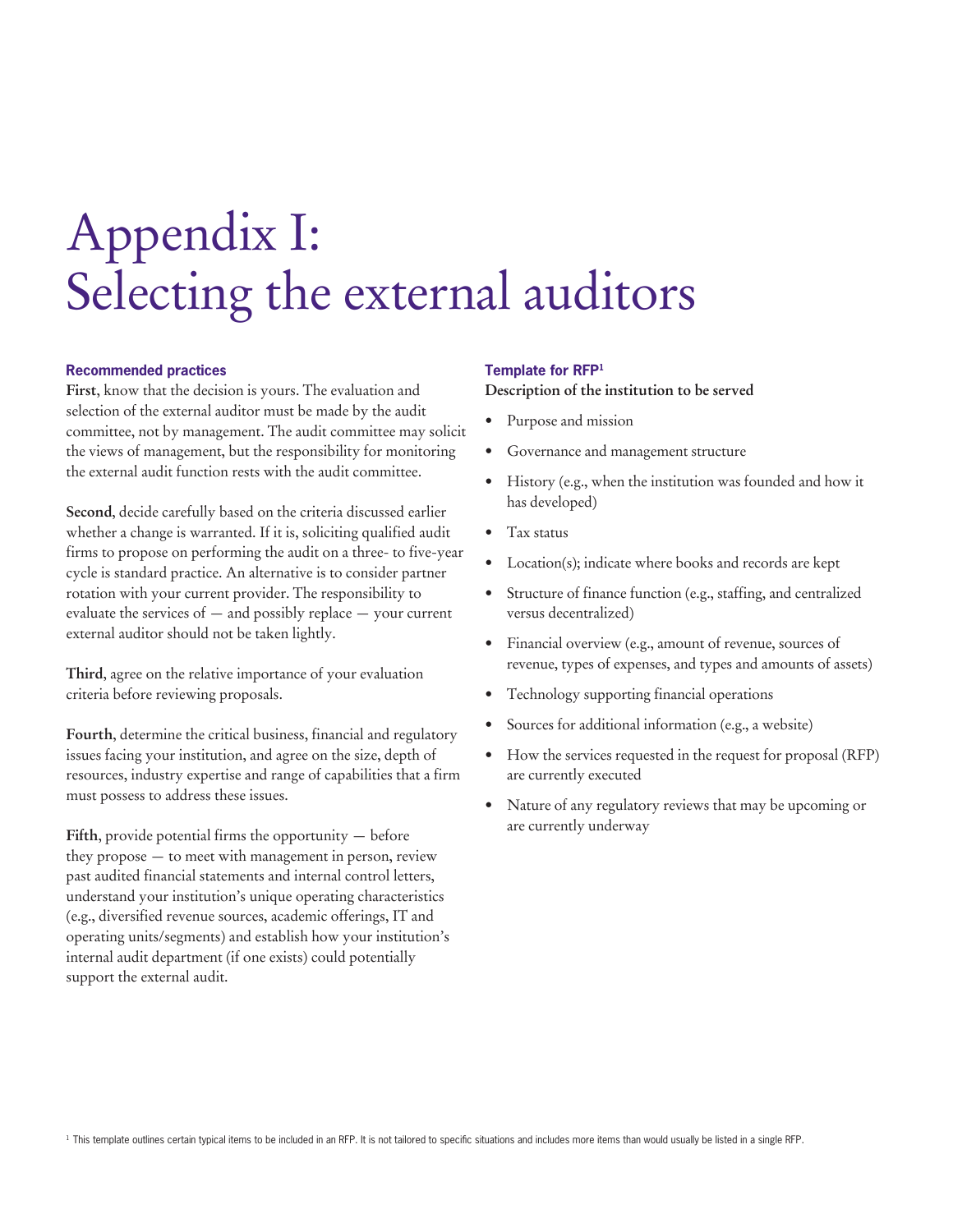# Appendix I: Selecting the external auditors

### Recommended practices

**First**, know that the decision is yours. The evaluation and selection of the external auditor must be made by the audit committee, not by management. The audit committee may solicit the views of management, but the responsibility for monitoring the external audit function rests with the audit committee.

**Second**, decide carefully based on the criteria discussed earlier whether a change is warranted. If it is, soliciting qualified audit firms to propose on performing the audit on a three- to five-year cycle is standard practice. An alternative is to consider partner rotation with your current provider. The responsibility to evaluate the services of — and possibly replace — your current external auditor should not be taken lightly.

**Third**, agree on the relative importance of your evaluation criteria before reviewing proposals.

**Fourth**, determine the critical business, financial and regulatory issues facing your institution, and agree on the size, depth of resources, industry expertise and range of capabilities that a firm must possess to address these issues.

**Fifth**, provide potential firms the opportunity — before they propose — to meet with management in person, review past audited financial statements and internal control letters, understand your institution's unique operating characteristics (e.g., diversified revenue sources, academic offerings, IT and operating units/segments) and establish how your institution's internal audit department (if one exists) could potentially support the external audit.

### Template for RFP[1]

**Description of the institution to be served**

- Purpose and mission
- Governance and management structure
- History (e.g., when the institution was founded and how it has developed)
- Tax status
- Location(s); indicate where books and records are kept
- Structure of finance function (e.g., staffing, and centralized versus decentralized)
- Financial overview (e.g., amount of revenue, sources of revenue, types of expenses, and types and amounts of assets)
- Technology supporting financial operations
- Sources for additional information (e.g., a website)
- How the services requested in the request for proposal (RFP) are currently executed
- Nature of any regulatory reviews that may be upcoming or are currently underway

[1] This template outlines certain typical items to be included in an RFP. It is not tailored to specific situations and includes more items than would usually be listed in a single RFP.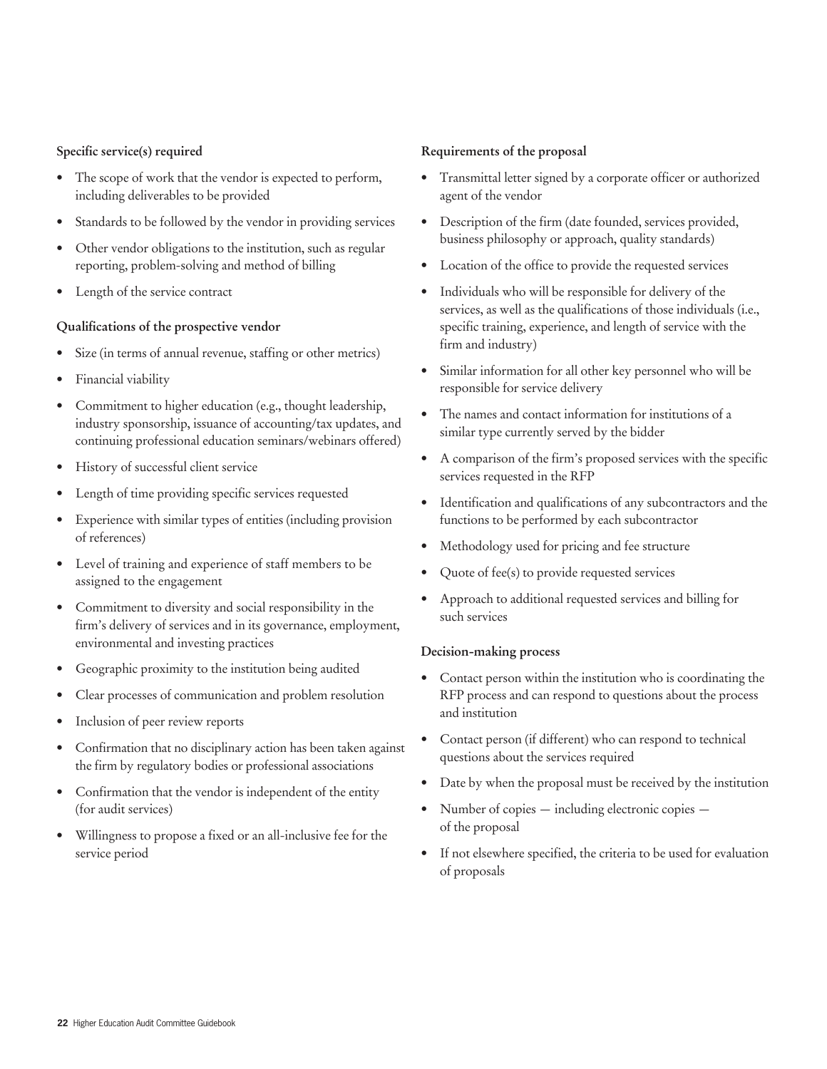**Specific service(s) required**

- The scope of work that the vendor is expected to perform, including deliverables to be provided
- Standards to be followed by the vendor in providing services
- Other vendor obligations to the institution, such as regular reporting, problem-solving and method of billing
- Length of the service contract

**Qualifications of the prospective vendor**

- Size (in terms of annual revenue, staffing or other metrics)
- Financial viability
- Commitment to higher education (e.g., thought leadership, industry sponsorship, issuance of accounting/tax updates, and continuing professional education seminars/webinars offered)
- History of successful client service
- Length of time providing specific services requested
- Experience with similar types of entities (including provision of references)
- Level of training and experience of staff members to be assigned to the engagement
- Commitment to diversity and social responsibility in the firm's delivery of services and in its governance, employment, environmental and investing practices
- Geographic proximity to the institution being audited
- Clear processes of communication and problem resolution
- Inclusion of peer review reports
- Confirmation that no disciplinary action has been taken against the firm by regulatory bodies or professional associations
- Confirmation that the vendor is independent of the entity (for audit services)
- Willingness to propose a fixed or an all-inclusive fee for the service period

**Requirements of the proposal**

- Transmittal letter signed by a corporate officer or authorized agent of the vendor
- Description of the firm (date founded, services provided, business philosophy or approach, quality standards)
- Location of the office to provide the requested services
- Individuals who will be responsible for delivery of the services, as well as the qualifications of those individuals (i.e., specific training, experience, and length of service with the firm and industry)
- Similar information for all other key personnel who will be responsible for service delivery
- The names and contact information for institutions of a similar type currently served by the bidder
- A comparison of the firm's proposed services with the specific services requested in the RFP
- Identification and qualifications of any subcontractors and the functions to be performed by each subcontractor
- Methodology used for pricing and fee structure
- Quote of fee(s) to provide requested services
- Approach to additional requested services and billing for such services

**Decision-making process**

- Contact person within the institution who is coordinating the RFP process and can respond to questions about the process and institution
- Contact person (if different) who can respond to technical questions about the services required
- Date by when the proposal must be received by the institution
- Number of copies — including electronic copies — of the proposal
- If not elsewhere specified, the criteria to be used for evaluation of proposals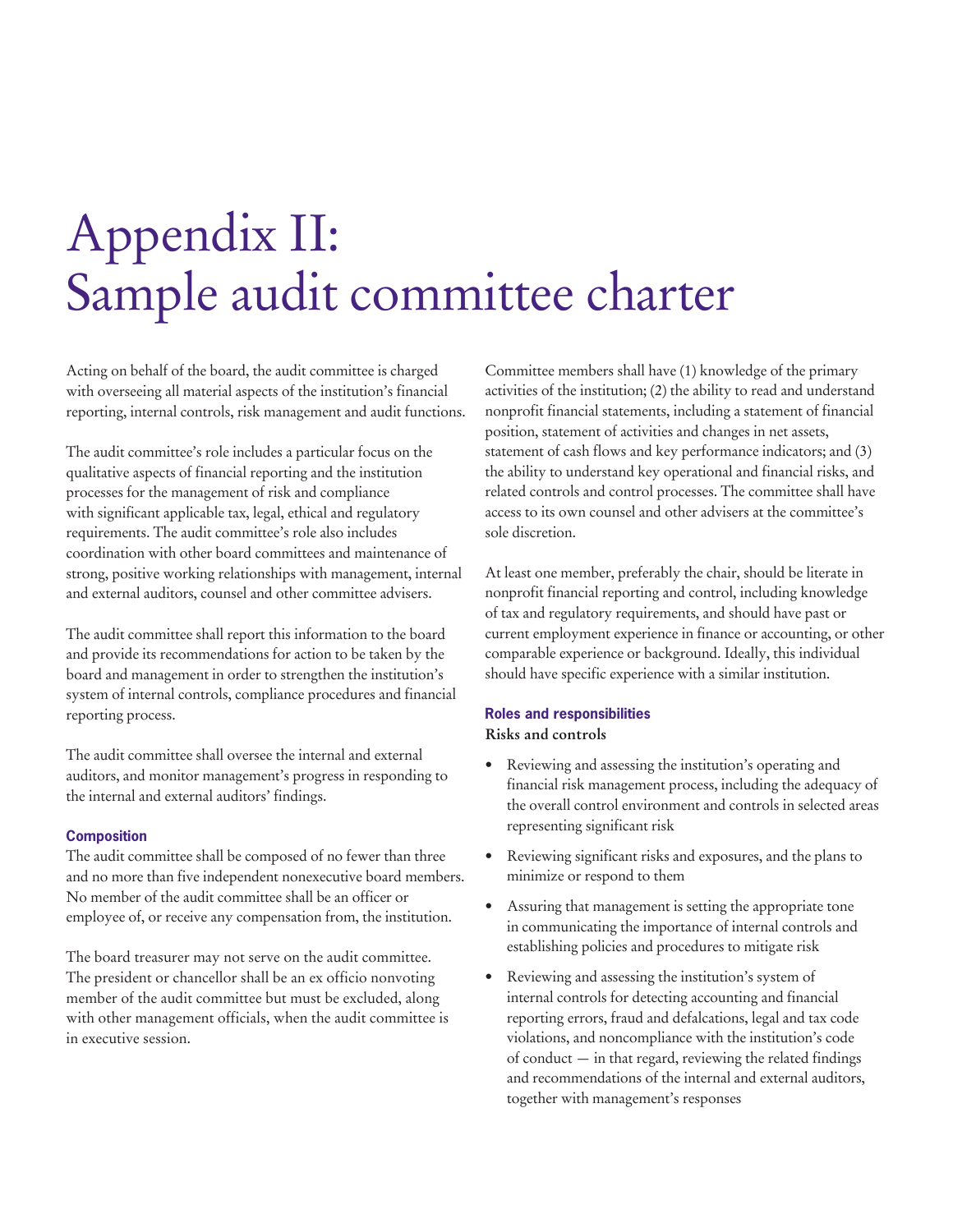# Appendix II: Sample audit committee charter

Acting on behalf of the board, the audit committee is charged with overseeing all material aspects of the institution's financial reporting, internal controls, risk management and audit functions.

The audit committee's role includes a particular focus on the qualitative aspects of financial reporting and the institution processes for the management of risk and compliance with significant applicable tax, legal, ethical and regulatory requirements. The audit committee's role also includes coordination with other board committees and maintenance of strong, positive working relationships with management, internal and external auditors, counsel and other committee advisers.

The audit committee shall report this information to the board and provide its recommendations for action to be taken by the board and management in order to strengthen the institution's system of internal controls, compliance procedures and financial reporting process.

The audit committee shall oversee the internal and external auditors, and monitor management's progress in responding to the internal and external auditors' findings.

### Composition

The audit committee shall be composed of no fewer than three and no more than five independent nonexecutive board members. No member of the audit committee shall be an officer or employee of, or receive any compensation from, the institution.

The board treasurer may not serve on the audit committee. The president or chancellor shall be an ex officio nonvoting member of the audit committee but must be excluded, along with other management officials, when the audit committee is in executive session.

Committee members shall have (1) knowledge of the primary activities of the institution; (2) the ability to read and understand nonprofit financial statements, including a statement of financial position, statement of activities and changes in net assets, statement of cash flows and key performance indicators; and (3) the ability to understand key operational and financial risks, and related controls and control processes. The committee shall have access to its own counsel and other advisers at the committee's sole discretion.

At least one member, preferably the chair, should be literate in nonprofit financial reporting and control, including knowledge of tax and regulatory requirements, and should have past or current employment experience in finance or accounting, or other comparable experience or background. Ideally, this individual should have specific experience with a similar institution.

### Roles and responsibilities

#### Risks and controls

- Reviewing and assessing the institution's operating and financial risk management process, including the adequacy of the overall control environment and controls in selected areas representing significant risk
- Reviewing significant risks and exposures, and the plans to minimize or respond to them
- Assuring that management is setting the appropriate tone in communicating the importance of internal controls and establishing policies and procedures to mitigate risk
- Reviewing and assessing the institution's system of internal controls for detecting accounting and financial reporting errors, fraud and defalcations, legal and tax code violations, and noncompliance with the institution's code of conduct — in that regard, reviewing the related findings and recommendations of the internal and external auditors, together with management's responses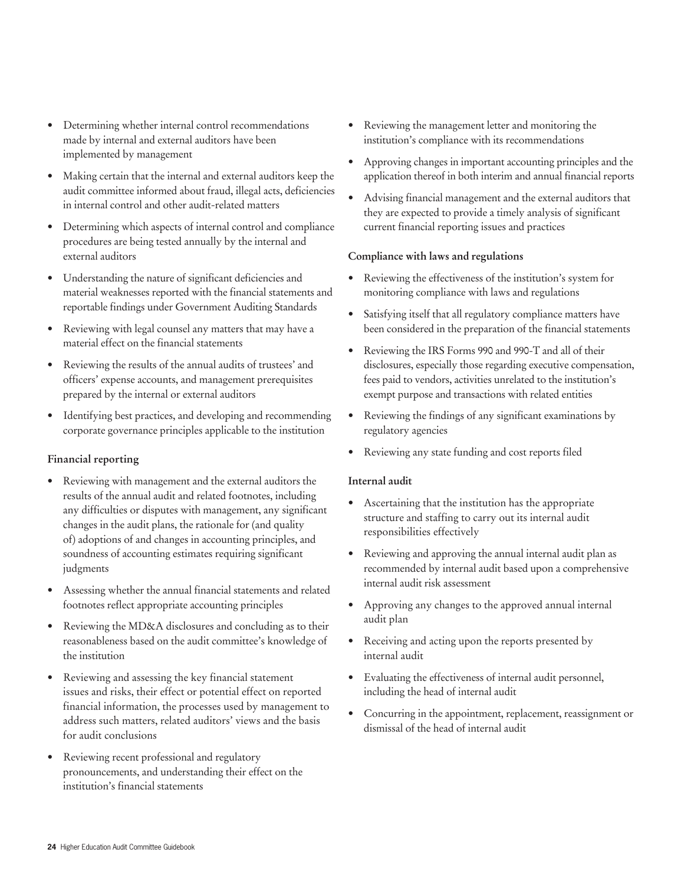- Determining whether internal control recommendations made by internal and external auditors have been implemented by management
- Making certain that the internal and external auditors keep the audit committee informed about fraud, illegal acts, deficiencies in internal control and other audit-related matters
- Determining which aspects of internal control and compliance procedures are being tested annually by the internal and external auditors
- Understanding the nature of significant deficiencies and material weaknesses reported with the financial statements and reportable findings under Government Auditing Standards
- Reviewing with legal counsel any matters that may have a material effect on the financial statements
- Reviewing the results of the annual audits of trustees' and officers' expense accounts, and management prerequisites prepared by the internal or external auditors
- Identifying best practices, and developing and recommending corporate governance principles applicable to the institution

**Financial reporting**

- Reviewing with management and the external auditors the results of the annual audit and related footnotes, including any difficulties or disputes with management, any significant changes in the audit plans, the rationale for (and quality of) adoptions of and changes in accounting principles, and soundness of accounting estimates requiring significant judgments
- Assessing whether the annual financial statements and related footnotes reflect appropriate accounting principles
- Reviewing the MD&A disclosures and concluding as to their reasonableness based on the audit committee's knowledge of the institution
- Reviewing and assessing the key financial statement issues and risks, their effect or potential effect on reported financial information, the processes used by management to address such matters, related auditors' views and the basis for audit conclusions
- Reviewing recent professional and regulatory pronouncements, and understanding their effect on the institution's financial statements
- Reviewing the management letter and monitoring the institution's compliance with its recommendations
- Approving changes in important accounting principles and the application thereof in both interim and annual financial reports
- Advising financial management and the external auditors that they are expected to provide a timely analysis of significant current financial reporting issues and practices

**Compliance with laws and regulations**

- Reviewing the effectiveness of the institution's system for monitoring compliance with laws and regulations
- Satisfying itself that all regulatory compliance matters have been considered in the preparation of the financial statements
- Reviewing the IRS Forms 990 and 990-T and all of their disclosures, especially those regarding executive compensation, fees paid to vendors, activities unrelated to the institution's exempt purpose and transactions with related entities
- Reviewing the findings of any significant examinations by regulatory agencies
- Reviewing any state funding and cost reports filed

**Internal audit**

- Ascertaining that the institution has the appropriate structure and staffing to carry out its internal audit responsibilities effectively
- Reviewing and approving the annual internal audit plan as recommended by internal audit based upon a comprehensive internal audit risk assessment
- Approving any changes to the approved annual internal audit plan
- Receiving and acting upon the reports presented by internal audit
- Evaluating the effectiveness of internal audit personnel, including the head of internal audit
- Concurring in the appointment, replacement, reassignment or dismissal of the head of internal audit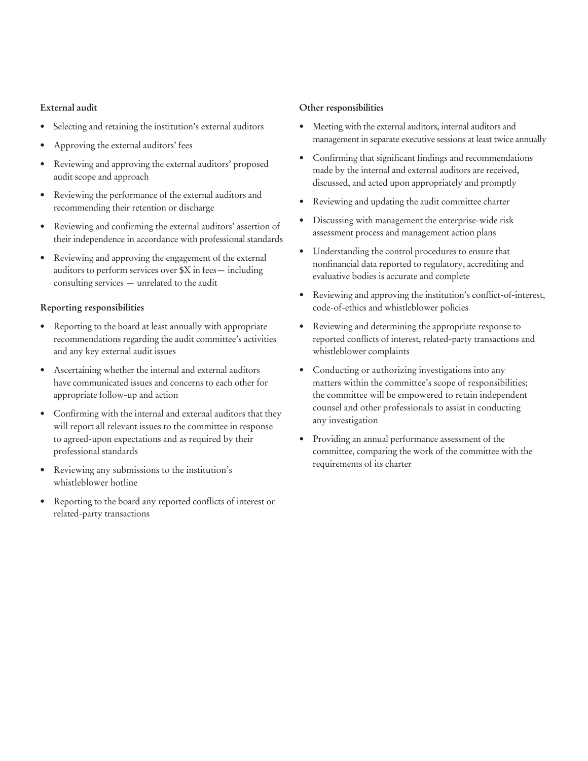**External audit**

- Selecting and retaining the institution's external auditors
- Approving the external auditors' fees
- Reviewing and approving the external auditors' proposed audit scope and approach
- Reviewing the performance of the external auditors and recommending their retention or discharge
- Reviewing and confirming the external auditors' assertion of their independence in accordance with professional standards
- Reviewing and approving the engagement of the external auditors to perform services over $X in fees— including consulting services — unrelated to the audit

**Reporting responsibilities**

- Reporting to the board at least annually with appropriate recommendations regarding the audit committee's activities and any key external audit issues
- Ascertaining whether the internal and external auditors have communicated issues and concerns to each other for appropriate follow-up and action
- Confirming with the internal and external auditors that they will report all relevant issues to the committee in response to agreed-upon expectations and as required by their professional standards
- Reviewing any submissions to the institution's whistleblower hotline
- Reporting to the board any reported conflicts of interest or related-party transactions

**Other responsibilities**

- Meeting with the external auditors, internal auditors and management in separate executive sessions at least twice annually
- Confirming that significant findings and recommendations made by the internal and external auditors are received, discussed, and acted upon appropriately and promptly
- Reviewing and updating the audit committee charter
- Discussing with management the enterprise-wide risk assessment process and management action plans
- Understanding the control procedures to ensure that nonfinancial data reported to regulatory, accrediting and evaluative bodies is accurate and complete
- Reviewing and approving the institution's conflict-of-interest, code-of-ethics and whistleblower policies
- Reviewing and determining the appropriate response to reported conflicts of interest, related-party transactions and whistleblower complaints
- Conducting or authorizing investigations into any matters within the committee's scope of responsibilities; the committee will be empowered to retain independent counsel and other professionals to assist in conducting any investigation
- Providing an annual performance assessment of the committee, comparing the work of the committee with the requirements of its charter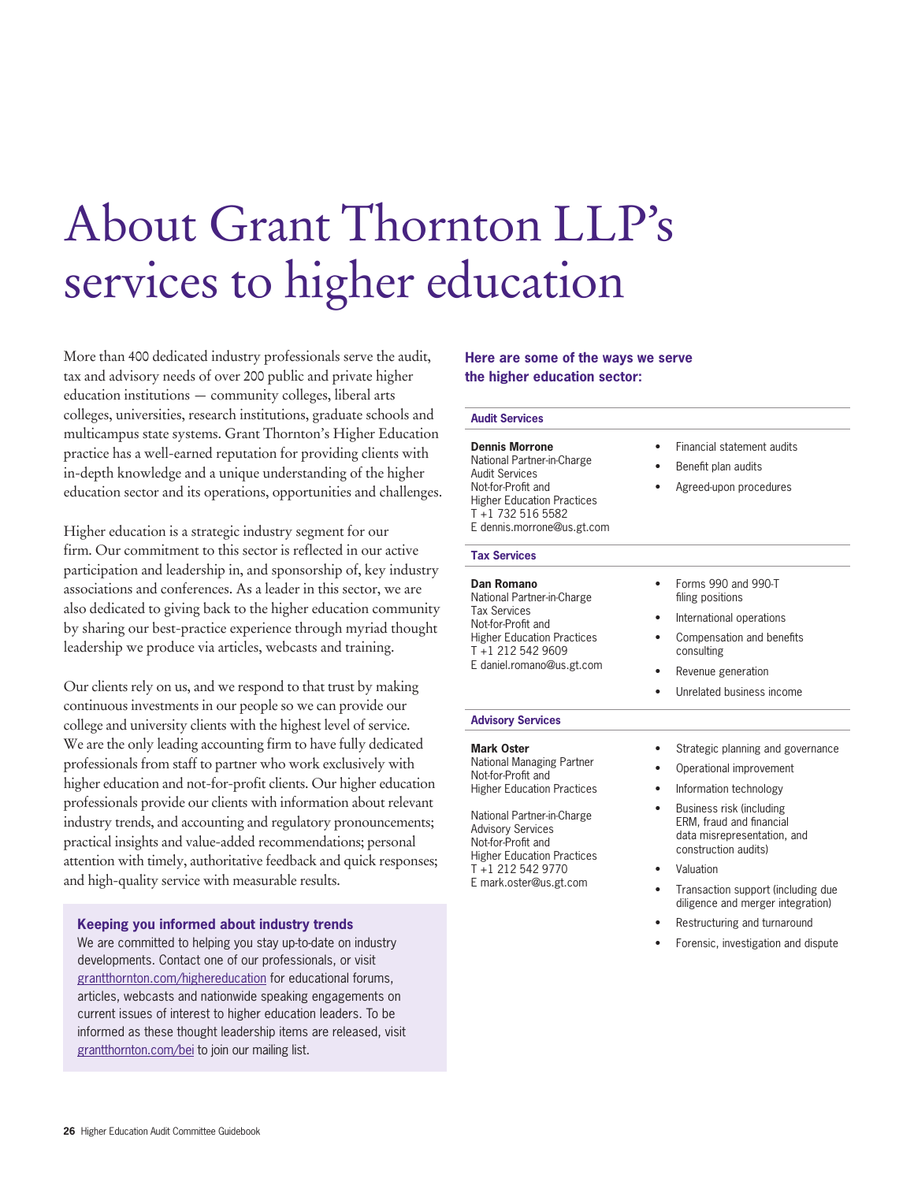# About Grant Thornton LLP's services to higher education

More than 400 dedicated industry professionals serve the audit, tax and advisory needs of over 200 public and private higher education institutions — community colleges, liberal arts colleges, universities, research institutions, graduate schools and multicampus state systems. Grant Thornton's Higher Education practice has a well-earned reputation for providing clients with in-depth knowledge and a unique understanding of the higher education sector and its operations, opportunities and challenges.

Higher education is a strategic industry segment for our firm. Our commitment to this sector is reflected in our active participation and leadership in, and sponsorship of, key industry associations and conferences. As a leader in this sector, we are also dedicated to giving back to the higher education community by sharing our best-practice experience through myriad thought leadership we produce via articles, webcasts and training.

Our clients rely on us, and we respond to that trust by making continuous investments in our people so we can provide our college and university clients with the highest level of service. We are the only leading accounting firm to have fully dedicated professionals from staff to partner who work exclusively with higher education and not-for-profit clients. Our higher education professionals provide our clients with information about relevant industry trends, and accounting and regulatory pronouncements; practical insights and value-added recommendations; personal attention with timely, authoritative feedback and quick responses; and high-quality service with measurable results.

### Keeping you informed about industry trends

We are committed to helping you stay up-to-date on industry developments. Contact one of our professionals, or visit grantthornton.com/highereducation for educational forums, articles, webcasts and nationwide speaking engagements on current issues of interest to higher education leaders. To be informed as these thought leadership items are released, visit grantthornton.com/bei to join our mailing list.

### Here are some of the ways we serve the higher education sector:

#### Audit Services

**Dennis Morrone**
National Partner-in-Charge
Audit Services
Not-for-Profit and
Higher Education Practices
T +1 732 516 5582
E dennis.morrone@us.gt.com

- Financial statement audits
- Benefit plan audits
- Agreed-upon procedures

#### Tax Services

**Dan Romano**
National Partner-in-Charge
Tax Services
Not-for-Profit and
Higher Education Practices
T +1 212 542 9609
E daniel.romano@us.gt.com

- Forms 990 and 990-T filing positions
- International operations
- Compensation and benefits consulting
- Revenue generation
- Unrelated business income

#### Advisory Services

**Mark Oster**
National Managing Partner
Not-for-Profit and
Higher Education Practices

National Partner-in-Charge
Advisory Services
Not-for-Profit and
Higher Education Practices
T +1 212 542 9770
E mark.oster@us.gt.com

- Strategic planning and governance
- Operational improvement
- Information technology
- Business risk (including ERM, fraud and financial data misrepresentation, and construction audits)
- Valuation
- Transaction support (including due diligence and merger integration)
- Restructuring and turnaround
- Forensic, investigation and dispute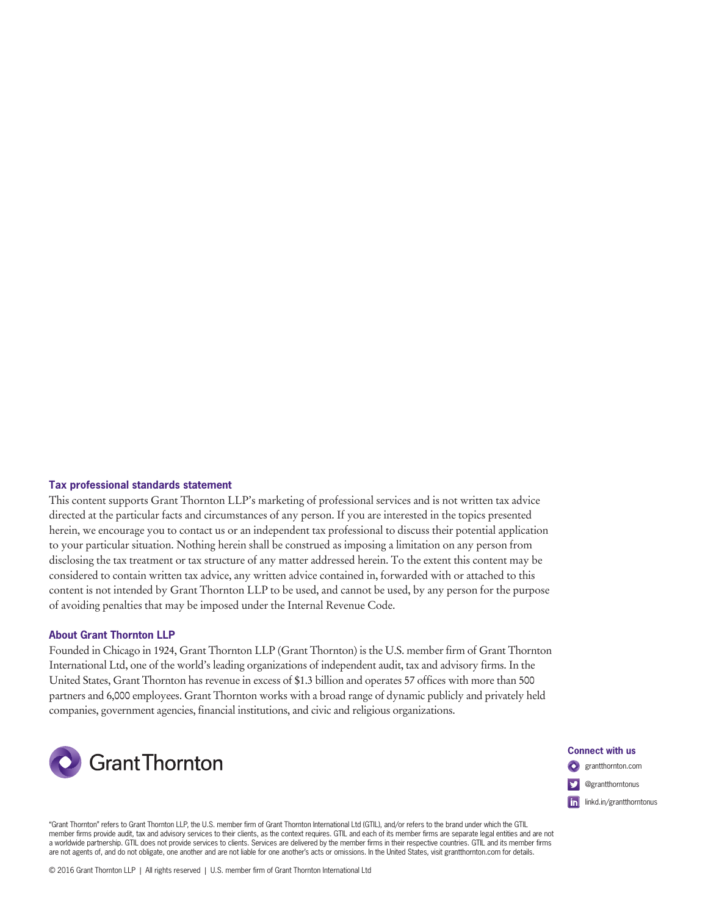### Tax professional standards statement

This content supports Grant Thornton LLP's marketing of professional services and is not written tax advice directed at the particular facts and circumstances of any person. If you are interested in the topics presented herein, we encourage you to contact us or an independent tax professional to discuss their potential application to your particular situation. Nothing herein shall be construed as imposing a limitation on any person from disclosing the tax treatment or tax structure of any matter addressed herein. To the extent this content may be considered to contain written tax advice, any written advice contained in, forwarded with or attached to this content is not intended by Grant Thornton LLP to be used, and cannot be used, by any person for the purpose of avoiding penalties that may be imposed under the Internal Revenue Code.

### About Grant Thornton LLP

Founded in Chicago in 1924, Grant Thornton LLP (Grant Thornton) is the U.S. member firm of Grant Thornton International Ltd, one of the world's leading organizations of independent audit, tax and advisory firms. In the United States, Grant Thornton has revenue in excess of $1.3 billion and operates 57 offices with more than 500 partners and 6,000 employees. Grant Thornton works with a broad range of dynamic publicly and privately held companies, government agencies, financial institutions, and civic and religious organizations.

Grant Thornton

**Connect with us**

grantthornton.com

@grantthorntonus

linkd.in/grantthorntonus

"Grant Thornton" refers to Grant Thornton LLP, the U.S. member firm of Grant Thornton International Ltd (GTIL), and/or refers to the brand under which the GTIL member firms provide audit, tax and advisory services to their clients, as the context requires. GTIL and each of its member firms are separate legal entities and are not a worldwide partnership. GTIL does not provide services to clients. Services are delivered by the member firms in their respective countries. GTIL and its member firms are not agents of, and do not obligate, one another and are not liable for one another's acts or omissions. In the United States, visit grantthornton.com for details.

© 2016 Grant Thornton LLP | All rights reserved | U.S. member firm of Grant Thornton International Ltd